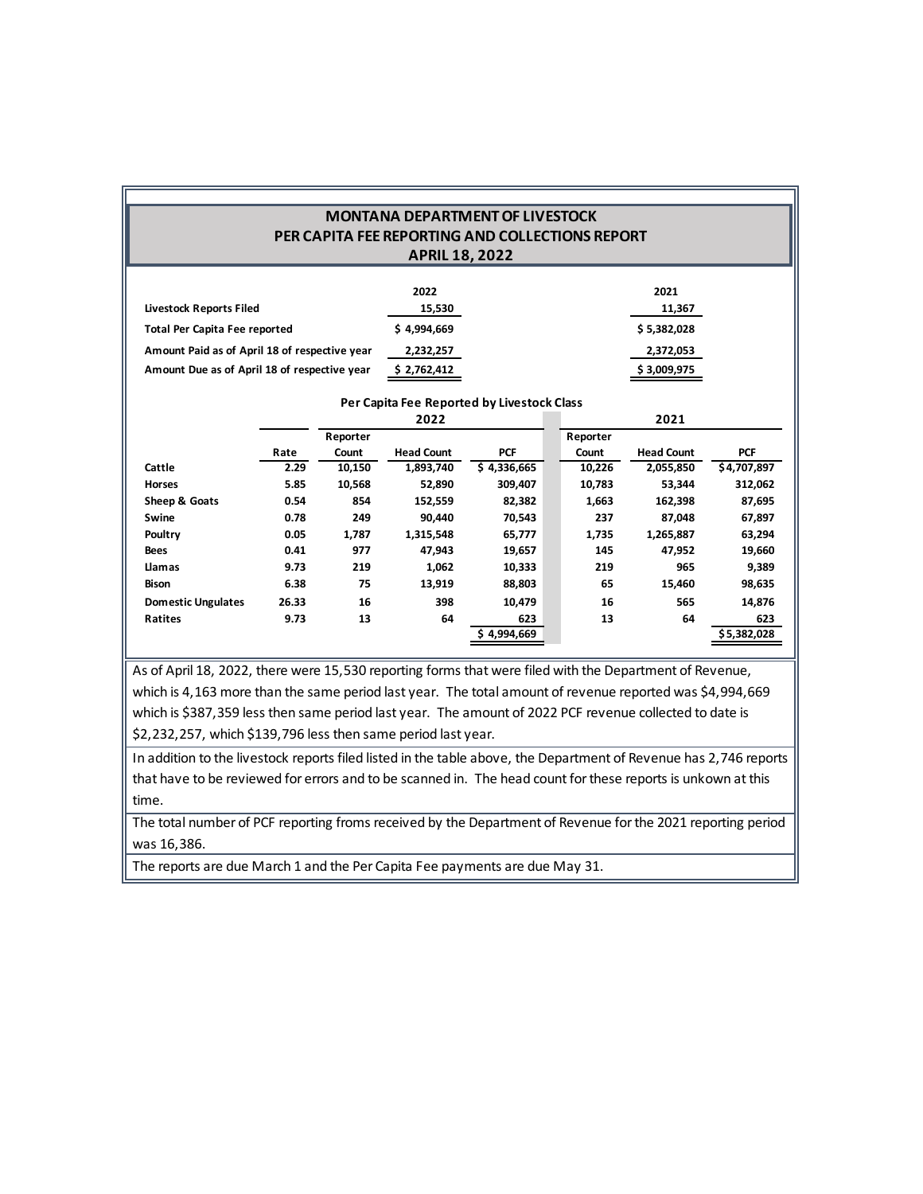# MONTANA DEPARTMENT OF LIVESTOCK
## PER CAPITA FEE REPORTING AND COLLECTIONS REPORT
## APRIL 18, 2022

| | 2022 | 2021 |
|---|---|---|
| **Livestock Reports Filed** | 15,530 | 11,367 |
| **Total Per Capita Fee reported** | $ 4,994,669 | $ 5,382,028 |
| **Amount Paid as of April 18 of respective year** | 2,232,257 | 2,372,053 |
| **Amount Due as of April 18 of respective year** | $ 2,762,412 | $ 3,009,975 |

**Per Capita Fee Reported by Livestock Class**

| | | 2022 | | | 2021 | | |
|---|---|---|---|---|---|---|---|
| | Rate | Reporter Count | Head Count | PCF | Reporter Count | Head Count | PCF |
| **Cattle** | 2.29 | 10,150 | 1,893,740 | $ 4,336,665 | 10,226 | 2,055,850 | $4,707,897 |
| **Horses** | 5.85 | 10,568 | 52,890 | 309,407 | 10,783 | 53,344 | 312,062 |
| **Sheep & Goats** | 0.54 | 854 | 152,559 | 82,382 | 1,663 | 162,398 | 87,695 |
| **Swine** | 0.78 | 249 | 90,440 | 70,543 | 237 | 87,048 | 67,897 |
| **Poultry** | 0.05 | 1,787 | 1,315,548 | 65,777 | 1,735 | 1,265,887 | 63,294 |
| **Bees** | 0.41 | 977 | 47,943 | 19,657 | 145 | 47,952 | 19,660 |
| **Llamas** | 9.73 | 219 | 1,062 | 10,333 | 219 | 965 | 9,389 |
| **Bison** | 6.38 | 75 | 13,919 | 88,803 | 65 | 15,460 | 98,635 |
| **Domestic Ungulates** | 26.33 | 16 | 398 | 10,479 | 16 | 565 | 14,876 |
| **Ratites** | 9.73 | 13 | 64 | 623 | 13 | 64 | 623 |
| | | | | $ 4,994,669 | | | $5,382,028 |

As of April 18, 2022, there were 15,530 reporting forms that were filed with the Department of Revenue, which is 4,163 more than the same period last year. The total amount of revenue reported was $4,994,669 which is $387,359 less then same period last year. The amount of 2022 PCF revenue collected to date is $2,232,257, which $139,796 less then same period last year.

In addition to the livestock reports filed listed in the table above, the Department of Revenue has 2,746 reports that have to be reviewed for errors and to be scanned in. The head count for these reports is unkown at this time.

The total number of PCF reporting froms received by the Department of Revenue for the 2021 reporting period was 16,386.

The reports are due March 1 and the Per Capita Fee payments are due May 31.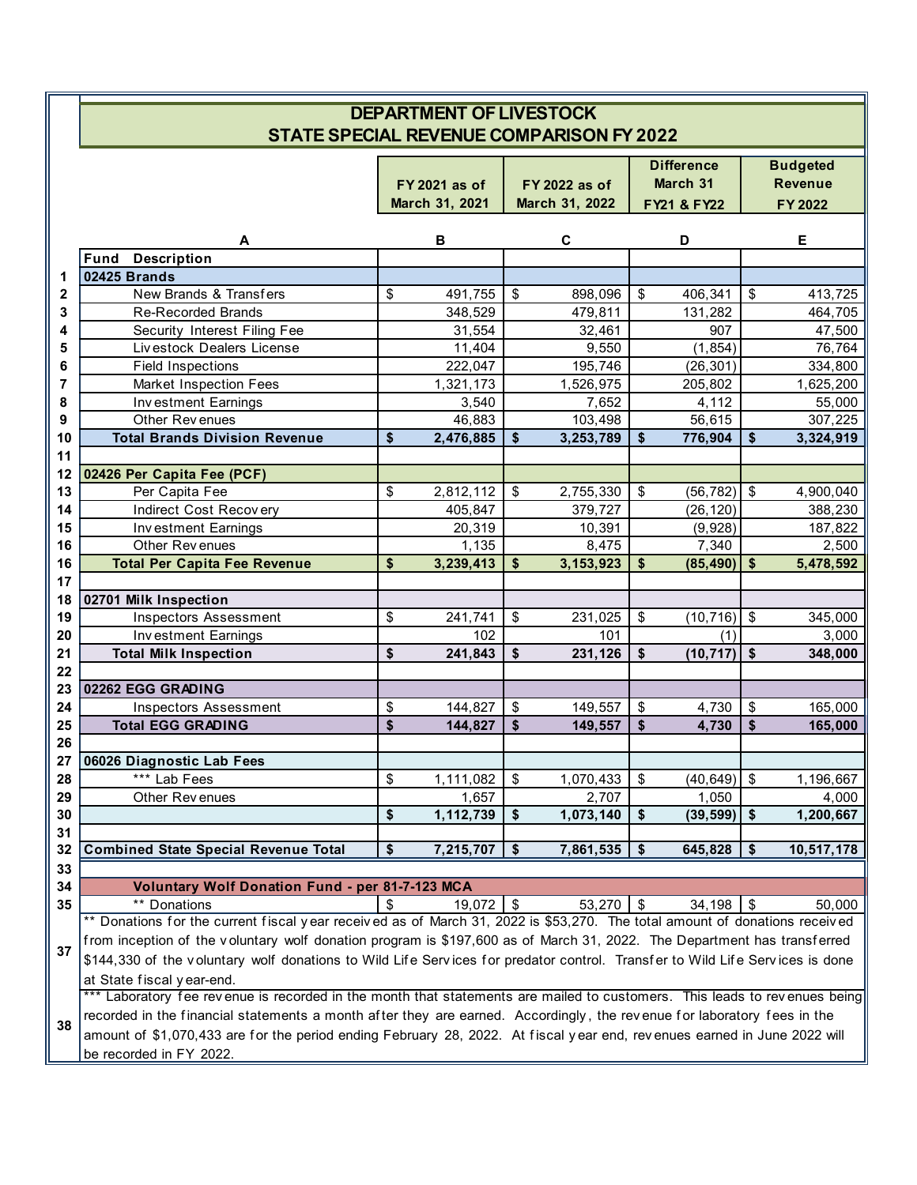# DEPARTMENT OF LIVESTOCK
## STATE SPECIAL REVENUE COMPARISON FY 2022

| | A | B | C | D | E |
|---|---|---|---|---|---|
| | | FY 2021 as of March 31, 2021 | FY 2022 as of March 31, 2022 | Difference March 31 FY21 & FY22 | Budgeted Revenue FY 2022 |
| | **Fund Description** | | | | |
| 1 | **02425 Brands** | | | | |
| 2 | New Brands & Transfers | $ 491,755 | $ 898,096 | $ 406,341 | $ 413,725 |
| 3 | Re-Recorded Brands | 348,529 | 479,811 | 131,282 | 464,705 |
| 4 | Security Interest Filing Fee | 31,554 | 32,461 | 907 | 47,500 |
| 5 | Livestock Dealers License | 11,404 | 9,550 | (1,854) | 76,764 |
| 6 | Field Inspections | 222,047 | 195,746 | (26,301) | 334,800 |
| 7 | Market Inspection Fees | 1,321,173 | 1,526,975 | 205,802 | 1,625,200 |
| 8 | Investment Earnings | 3,540 | 7,652 | 4,112 | 55,000 |
| 9 | Other Revenues | 46,883 | 103,498 | 56,615 | 307,225 |
| 10 | **Total Brands Division Revenue** | **$ 2,476,885** | **$ 3,253,789** | **$ 776,904** | **$ 3,324,919** |
| 11 | | | | | |
| 12 | **02426 Per Capita Fee (PCF)** | | | | |
| 13 | Per Capita Fee | $ 2,812,112 | $ 2,755,330 | $ (56,782) | $ 4,900,040 |
| 14 | Indirect Cost Recovery | 405,847 | 379,727 | (26,120) | 388,230 |
| 15 | Investment Earnings | 20,319 | 10,391 | (9,928) | 187,822 |
| 16 | Other Revenues | 1,135 | 8,475 | 7,340 | 2,500 |
| 16 | **Total Per Capita Fee Revenue** | **$ 3,239,413** | **$ 3,153,923** | **$ (85,490)** | **$ 5,478,592** |
| 17 | | | | | |
| 18 | **02701 Milk Inspection** | | | | |
| 19 | Inspectors Assessment | $ 241,741 | $ 231,025 | $ (10,716) | $ 345,000 |
| 20 | Investment Earnings | 102 | 101 | (1) | 3,000 |
| 21 | **Total Milk Inspection** | **$ 241,843** | **$ 231,126** | **$ (10,717)** | **$ 348,000** |
| 22 | | | | | |
| 23 | **02262 EGG GRADING** | | | | |
| 24 | Inspectors Assessment | $ 144,827 | $ 149,557 | $ 4,730 | $ 165,000 |
| 25 | **Total EGG GRADING** | **$ 144,827** | **$ 149,557** | **$ 4,730** | **$ 165,000** |
| 26 | | | | | |
| 27 | **06026 Diagnostic Lab Fees** | | | | |
| 28 | *** Lab Fees | $ 1,111,082 | $ 1,070,433 | $ (40,649) | $ 1,196,667 |
| 29 | Other Revenues | 1,657 | 2,707 | 1,050 | 4,000 |
| 30 | | **$ 1,112,739** | **$ 1,073,140** | **$ (39,599)** | **$ 1,200,667** |
| 31 | | | | | |
| 32 | **Combined State Special Revenue Total** | **$ 7,215,707** | **$ 7,861,535** | **$ 645,828** | **$ 10,517,178** |
| 33 | | | | | |
| 34 | **Voluntary Wolf Donation Fund - per 81-7-123 MCA** | | | | |
| 35 | ** Donations | $ 19,072 | $ 53,270 | $ 34,198 | $ 50,000 |

37 ** Donations for the current fiscal year received as of March 31, 2022 is $53,270. The total amount of donations received from inception of the voluntary wolf donation program is $197,600 as of March 31, 2022. The Department has transferred $144,330 of the voluntary wolf donations to Wild Life Services for predator control. Transfer to Wild Life Services is done at State fiscal year-end.

38 *** Laboratory fee revenue is recorded in the month that statements are mailed to customers. This leads to revenues being recorded in the financial statements a month after they are earned. Accordingly, the revenue for laboratory fees in the amount of $1,070,433 are for the period ending February 28, 2022. At fiscal year end, revenues earned in June 2022 will be recorded in FY 2022.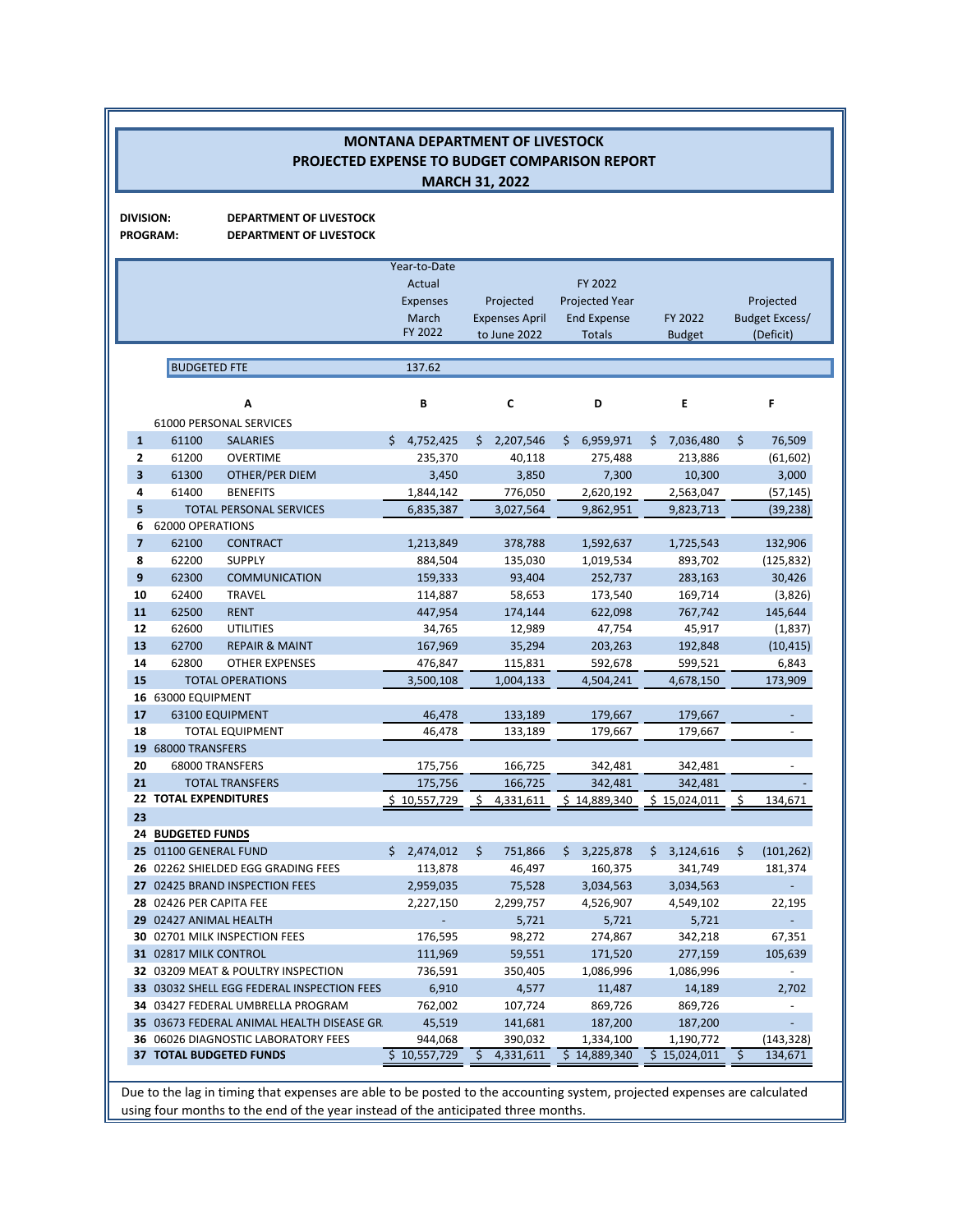# MONTANA DEPARTMENT OF LIVESTOCK
## PROJECTED EXPENSE TO BUDGET COMPARISON REPORT
## MARCH 31, 2022

**DIVISION:** DEPARTMENT OF LIVESTOCK
**PROGRAM:** DEPARTMENT OF LIVESTOCK

| | | | Year-to-Date Actual Expenses March FY 2022 | Projected Expenses April to June 2022 | FY 2022 Projected Year End Expense Totals | FY 2022 Budget | Projected Budget Excess/ (Deficit) |
|---|---|---|---|---|---|---|---|
| | BUDGETED FTE | | 137.62 | | | | |
| | | A | B | C | D | E | F |
| | 61000 PERSONAL SERVICES | | | | | | |
| 1 | 61100 | SALARIES | $ 4,752,425 | $ 2,207,546 | $ 6,959,971 | $ 7,036,480 | $ 76,509 |
| 2 | 61200 | OVERTIME | 235,370 | 40,118 | 275,488 | 213,886 | (61,602) |
| 3 | 61300 | OTHER/PER DIEM | 3,450 | 3,850 | 7,300 | 10,300 | 3,000 |
| 4 | 61400 | BENEFITS | 1,844,142 | 776,050 | 2,620,192 | 2,563,047 | (57,145) |
| 5 | | TOTAL PERSONAL SERVICES | 6,835,387 | 3,027,564 | 9,862,951 | 9,823,713 | (39,238) |
| 6 | 62000 OPERATIONS | | | | | | |
| 7 | 62100 | CONTRACT | 1,213,849 | 378,788 | 1,592,637 | 1,725,543 | 132,906 |
| 8 | 62200 | SUPPLY | 884,504 | 135,030 | 1,019,534 | 893,702 | (125,832) |
| 9 | 62300 | COMMUNICATION | 159,333 | 93,404 | 252,737 | 283,163 | 30,426 |
| 10 | 62400 | TRAVEL | 114,887 | 58,653 | 173,540 | 169,714 | (3,826) |
| 11 | 62500 | RENT | 447,954 | 174,144 | 622,098 | 767,742 | 145,644 |
| 12 | 62600 | UTILITIES | 34,765 | 12,989 | 47,754 | 45,917 | (1,837) |
| 13 | 62700 | REPAIR & MAINT | 167,969 | 35,294 | 203,263 | 192,848 | (10,415) |
| 14 | 62800 | OTHER EXPENSES | 476,847 | 115,831 | 592,678 | 599,521 | 6,843 |
| 15 | | TOTAL OPERATIONS | 3,500,108 | 1,004,133 | 4,504,241 | 4,678,150 | 173,909 |
| 16 | 63000 EQUIPMENT | | | | | | |
| 17 | 63100 EQUIPMENT | | 46,478 | 133,189 | 179,667 | 179,667 | - |
| 18 | | TOTAL EQUIPMENT | 46,478 | 133,189 | 179,667 | 179,667 | - |
| 19 | 68000 TRANSFERS | | | | | | |
| 20 | 68000 TRANSFERS | | 175,756 | 166,725 | 342,481 | 342,481 | - |
| 21 | | TOTAL TRANSFERS | 175,756 | 166,725 | 342,481 | 342,481 | - |
| 22 | **TOTAL EXPENDITURES** | | $ 10,557,729 | $ 4,331,611 | $ 14,889,340 | $ 15,024,011 | $ 134,671 |
| 23 | | | | | | | |
| 24 | **BUDGETED FUNDS** | | | | | | |
| 25 | 01100 GENERAL FUND | | $ 2,474,012 | $ 751,866 | $ 3,225,878 | $ 3,124,616 | $ (101,262) |
| 26 | 02262 SHIELDED EGG GRADING FEES | | 113,878 | 46,497 | 160,375 | 341,749 | 181,374 |
| 27 | 02425 BRAND INSPECTION FEES | | 2,959,035 | 75,528 | 3,034,563 | 3,034,563 | - |
| 28 | 02426 PER CAPITA FEE | | 2,227,150 | 2,299,757 | 4,526,907 | 4,549,102 | 22,195 |
| 29 | 02427 ANIMAL HEALTH | | - | 5,721 | 5,721 | 5,721 | - |
| 30 | 02701 MILK INSPECTION FEES | | 176,595 | 98,272 | 274,867 | 342,218 | 67,351 |
| 31 | 02817 MILK CONTROL | | 111,969 | 59,551 | 171,520 | 277,159 | 105,639 |
| 32 | 03209 MEAT & POULTRY INSPECTION | | 736,591 | 350,405 | 1,086,996 | 1,086,996 | - |
| 33 | 03032 SHELL EGG FEDERAL INSPECTION FEES | | 6,910 | 4,577 | 11,487 | 14,189 | 2,702 |
| 34 | 03427 FEDERAL UMBRELLA PROGRAM | | 762,002 | 107,724 | 869,726 | 869,726 | - |
| 35 | 03673 FEDERAL ANIMAL HEALTH DISEASE GR | | 45,519 | 141,681 | 187,200 | 187,200 | - |
| 36 | 06026 DIAGNOSTIC LABORATORY FEES | | 944,068 | 390,032 | 1,334,100 | 1,190,772 | (143,328) |
| 37 | **TOTAL BUDGETED FUNDS** | | $ 10,557,729 | $ 4,331,611 | $ 14,889,340 | $ 15,024,011 | $ 134,671 |

Due to the lag in timing that expenses are able to be posted to the accounting system, projected expenses are calculated using four months to the end of the year instead of the anticipated three months.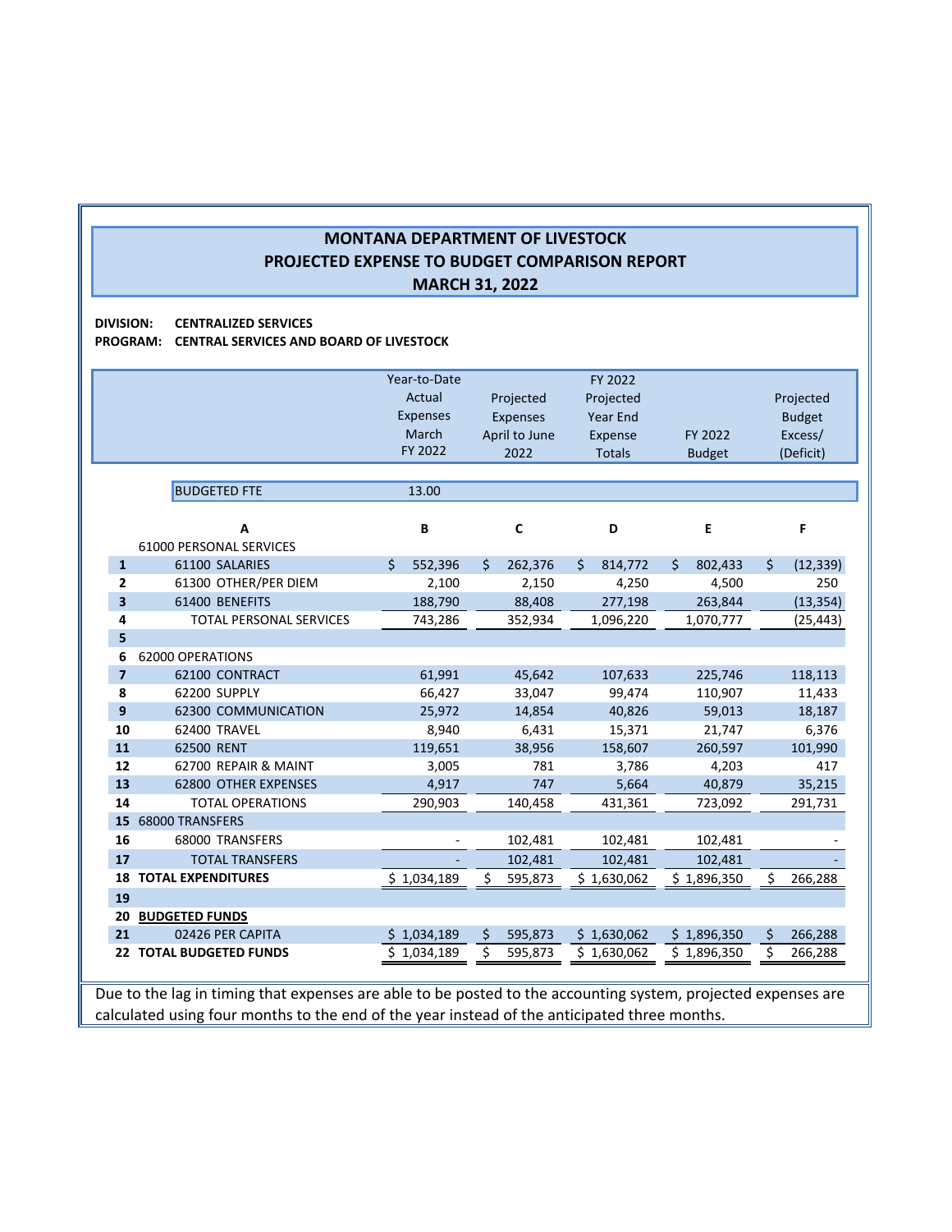# MONTANA DEPARTMENT OF LIVESTOCK
## PROJECTED EXPENSE TO BUDGET COMPARISON REPORT
## MARCH 31, 2022

**DIVISION:** **CENTRALIZED SERVICES**
**PROGRAM:** **CENTRAL SERVICES AND BOARD OF LIVESTOCK**

| | | Year-to-Date Actual Expenses March FY 2022 | Projected Expenses April to June 2022 | FY 2022 Projected Year End Expense Totals | FY 2022 Budget | Projected Budget Excess/ (Deficit) |
|---|---|---|---|---|---|---|
| | BUDGETED FTE | 13.00 | | | | |
| | **A** | **B** | **C** | **D** | **E** | **F** |
| | 61000 PERSONAL SERVICES | | | | | |
| **1** | 61100 SALARIES | $ 552,396 | $ 262,376 | $ 814,772 | $ 802,433 | $ (12,339) |
| **2** | 61300 OTHER/PER DIEM | 2,100 | 2,150 | 4,250 | 4,500 | 250 |
| **3** | 61400 BENEFITS | 188,790 | 88,408 | 277,198 | 263,844 | (13,354) |
| **4** | TOTAL PERSONAL SERVICES | 743,286 | 352,934 | 1,096,220 | 1,070,777 | (25,443) |
| **5** | | | | | | |
| **6** | 62000 OPERATIONS | | | | | |
| **7** | 62100 CONTRACT | 61,991 | 45,642 | 107,633 | 225,746 | 118,113 |
| **8** | 62200 SUPPLY | 66,427 | 33,047 | 99,474 | 110,907 | 11,433 |
| **9** | 62300 COMMUNICATION | 25,972 | 14,854 | 40,826 | 59,013 | 18,187 |
| **10** | 62400 TRAVEL | 8,940 | 6,431 | 15,371 | 21,747 | 6,376 |
| **11** | 62500 RENT | 119,651 | 38,956 | 158,607 | 260,597 | 101,990 |
| **12** | 62700 REPAIR & MAINT | 3,005 | 781 | 3,786 | 4,203 | 417 |
| **13** | 62800 OTHER EXPENSES | 4,917 | 747 | 5,664 | 40,879 | 35,215 |
| **14** | TOTAL OPERATIONS | 290,903 | 140,458 | 431,361 | 723,092 | 291,731 |
| **15** | 68000 TRANSFERS | | | | | |
| **16** | 68000 TRANSFERS | - | 102,481 | 102,481 | 102,481 | - |
| **17** | TOTAL TRANSFERS | - | 102,481 | 102,481 | 102,481 | - |
| **18** | **TOTAL EXPENDITURES** | $ 1,034,189 | $ 595,873 | $ 1,630,062 | $ 1,896,350 | $ 266,288 |
| **19** | | | | | | |
| **20** | **BUDGETED FUNDS** | | | | | |
| **21** | 02426 PER CAPITA | $ 1,034,189 | $ 595,873 | $ 1,630,062 | $ 1,896,350 | $ 266,288 |
| **22** | **TOTAL BUDGETED FUNDS** | $ 1,034,189 | $ 595,873 | $ 1,630,062 | $ 1,896,350 | $ 266,288 |

Due to the lag in timing that expenses are able to be posted to the accounting system, projected expenses are calculated using four months to the end of the year instead of the anticipated three months.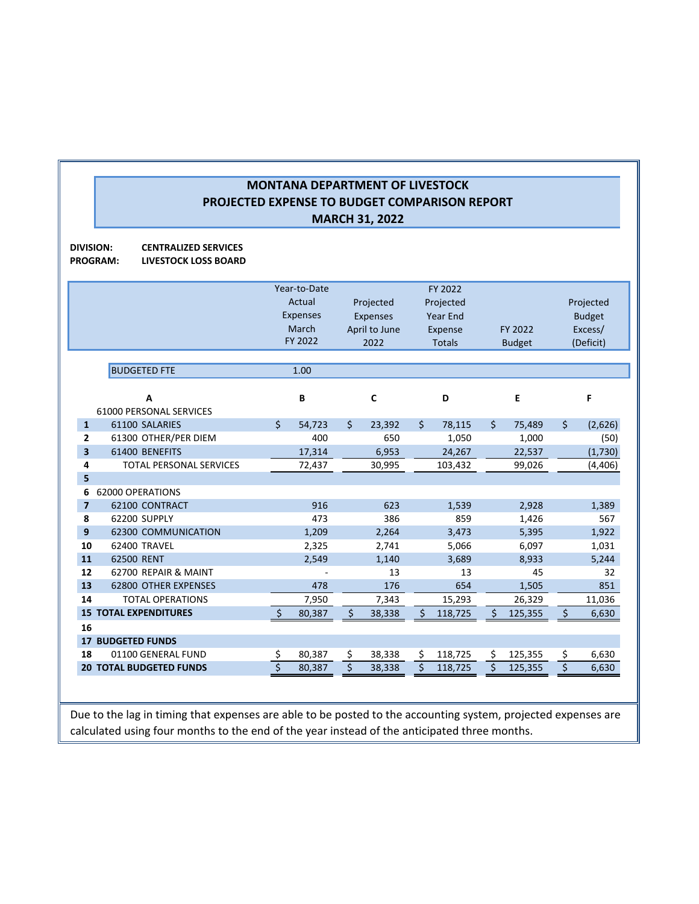# MONTANA DEPARTMENT OF LIVESTOCK
## PROJECTED EXPENSE TO BUDGET COMPARISON REPORT
## MARCH 31, 2022

**DIVISION:** CENTRALIZED SERVICES
**PROGRAM:** LIVESTOCK LOSS BOARD

| | | Year-to-Date Actual Expenses March FY 2022 | Projected Expenses April to June 2022 | FY 2022 Projected Year End Expense Totals | FY 2022 Budget | Projected Budget Excess/ (Deficit) |
|---|---|---|---|---|---|---|
| | BUDGETED FTE | 1.00 | | | | |
| | A | B | C | D | E | F |
| | 61000 PERSONAL SERVICES | | | | | |
| 1 | 61100 SALARIES | $ 54,723 | $ 23,392 | $ 78,115 | $ 75,489 | $ (2,626) |
| 2 | 61300 OTHER/PER DIEM | 400 | 650 | 1,050 | 1,000 | (50) |
| 3 | 61400 BENEFITS | 17,314 | 6,953 | 24,267 | 22,537 | (1,730) |
| 4 | TOTAL PERSONAL SERVICES | 72,437 | 30,995 | 103,432 | 99,026 | (4,406) |
| 5 | | | | | | |
| 6 | 62000 OPERATIONS | | | | | |
| 7 | 62100 CONTRACT | 916 | 623 | 1,539 | 2,928 | 1,389 |
| 8 | 62200 SUPPLY | 473 | 386 | 859 | 1,426 | 567 |
| 9 | 62300 COMMUNICATION | 1,209 | 2,264 | 3,473 | 5,395 | 1,922 |
| 10 | 62400 TRAVEL | 2,325 | 2,741 | 5,066 | 6,097 | 1,031 |
| 11 | 62500 RENT | 2,549 | 1,140 | 3,689 | 8,933 | 5,244 |
| 12 | 62700 REPAIR & MAINT | - | 13 | 13 | 45 | 32 |
| 13 | 62800 OTHER EXPENSES | 478 | 176 | 654 | 1,505 | 851 |
| 14 | TOTAL OPERATIONS | 7,950 | 7,343 | 15,293 | 26,329 | 11,036 |
| 15 | **TOTAL EXPENDITURES** | $ 80,387 | $ 38,338 | $ 118,725 | $ 125,355 | $ 6,630 |
| 16 | | | | | | |
| 17 | **BUDGETED FUNDS** | | | | | |
| 18 | 01100 GENERAL FUND | $ 80,387 | $ 38,338 | $ 118,725 | $ 125,355 | $ 6,630 |
| 20 | **TOTAL BUDGETED FUNDS** | $ 80,387 | $ 38,338 | $ 118,725 | $ 125,355 | $ 6,630 |

Due to the lag in timing that expenses are able to be posted to the accounting system, projected expenses are calculated using four months to the end of the year instead of the anticipated three months.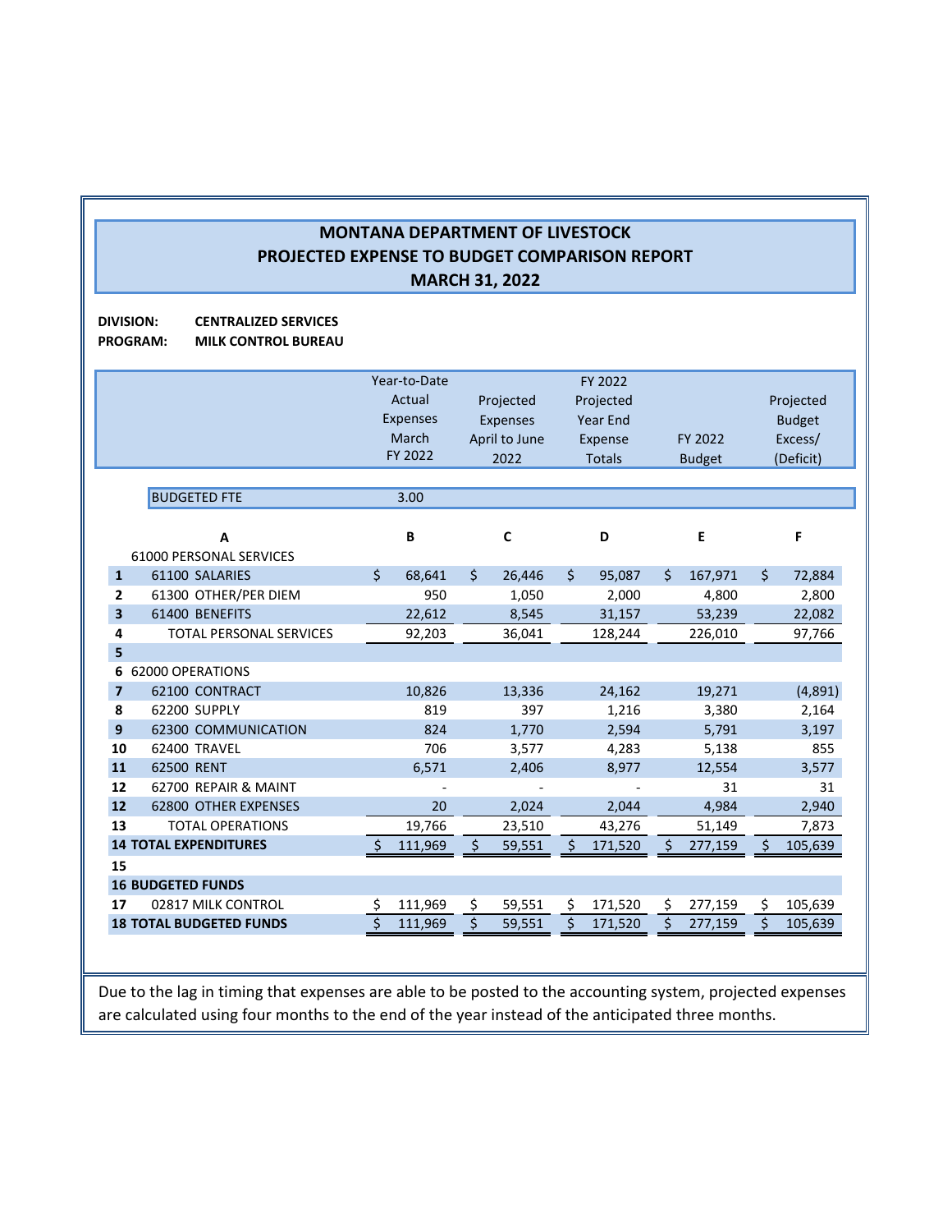# MONTANA DEPARTMENT OF LIVESTOCK
## PROJECTED EXPENSE TO BUDGET COMPARISON REPORT
## MARCH 31, 2022

**DIVISION:** **CENTRALIZED SERVICES**
**PROGRAM:** **MILK CONTROL BUREAU**

| | | Year-to-Date Actual Expenses March FY 2022 | Projected Expenses April to June 2022 | FY 2022 Projected Year End Expense Totals | FY 2022 Budget | Projected Budget Excess/ (Deficit) |
|---|---|---|---|---|---|---|
| | BUDGETED FTE | 3.00 | | | | |
| | **A** | **B** | **C** | **D** | **E** | **F** |
| | 61000 PERSONAL SERVICES | | | | | |
| **1** | 61100 SALARIES | $ 68,641 | $ 26,446 | $ 95,087 | $ 167,971 | $ 72,884 |
| **2** | 61300 OTHER/PER DIEM | 950 | 1,050 | 2,000 | 4,800 | 2,800 |
| **3** | 61400 BENEFITS | 22,612 | 8,545 | 31,157 | 53,239 | 22,082 |
| **4** | TOTAL PERSONAL SERVICES | 92,203 | 36,041 | 128,244 | 226,010 | 97,766 |
| **5** | | | | | | |
| **6** | 62000 OPERATIONS | | | | | |
| **7** | 62100 CONTRACT | 10,826 | 13,336 | 24,162 | 19,271 | (4,891) |
| **8** | 62200 SUPPLY | 819 | 397 | 1,216 | 3,380 | 2,164 |
| **9** | 62300 COMMUNICATION | 824 | 1,770 | 2,594 | 5,791 | 3,197 |
| **10** | 62400 TRAVEL | 706 | 3,577 | 4,283 | 5,138 | 855 |
| **11** | 62500 RENT | 6,571 | 2,406 | 8,977 | 12,554 | 3,577 |
| **12** | 62700 REPAIR & MAINT | - | - | - | 31 | 31 |
| **12** | 62800 OTHER EXPENSES | 20 | 2,024 | 2,044 | 4,984 | 2,940 |
| **13** | TOTAL OPERATIONS | 19,766 | 23,510 | 43,276 | 51,149 | 7,873 |
| **14** | **TOTAL EXPENDITURES** | $ 111,969 | $ 59,551 | $ 171,520 | $ 277,159 | $ 105,639 |
| **15** | | | | | | |
| **16** | **BUDGETED FUNDS** | | | | | |
| **17** | 02817 MILK CONTROL | $ 111,969 | $ 59,551 | $ 171,520 | $ 277,159 | $ 105,639 |
| **18** | **TOTAL BUDGETED FUNDS** | $ 111,969 | $ 59,551 | $ 171,520 | $ 277,159 | $ 105,639 |

Due to the lag in timing that expenses are able to be posted to the accounting system, projected expenses are calculated using four months to the end of the year instead of the anticipated three months.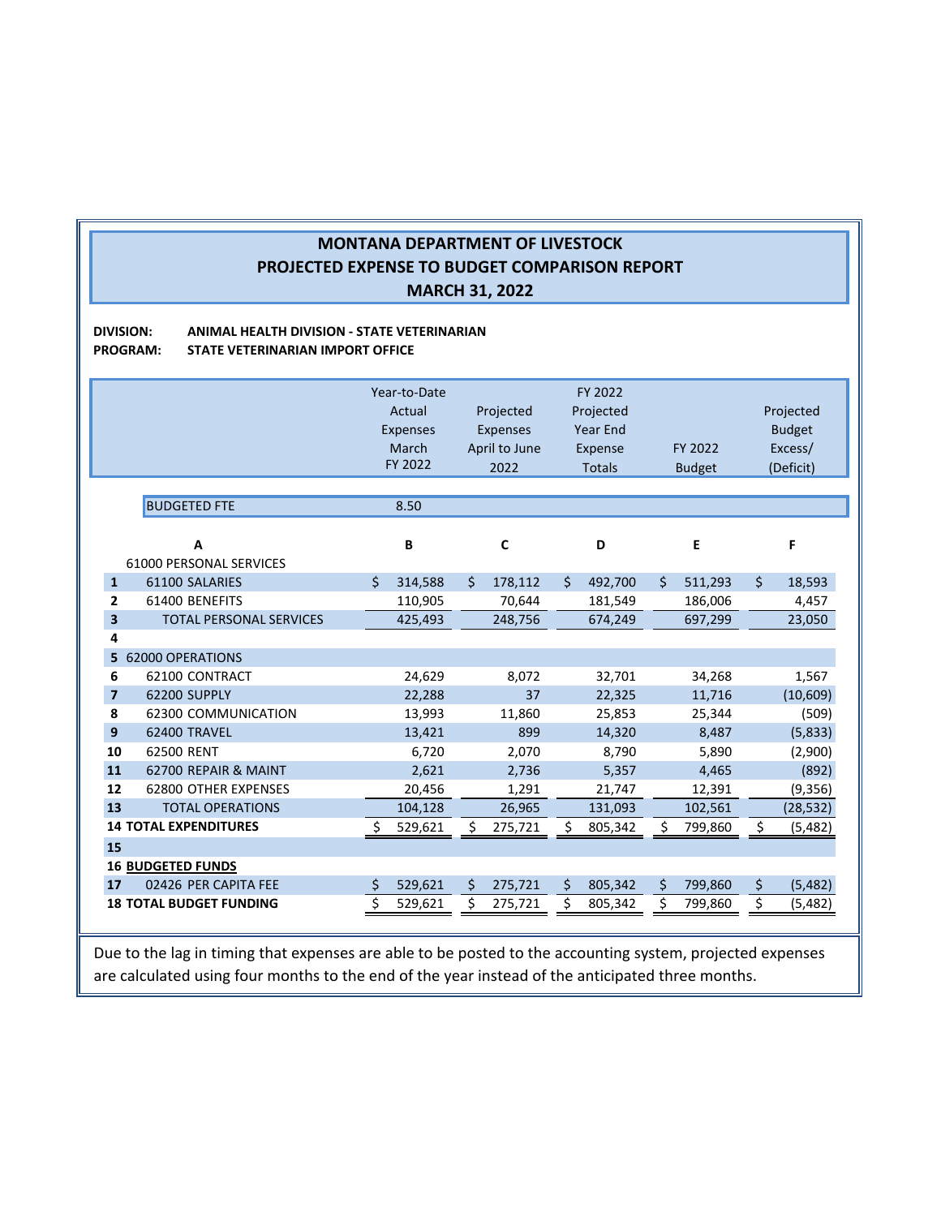# MONTANA DEPARTMENT OF LIVESTOCK
## PROJECTED EXPENSE TO BUDGET COMPARISON REPORT
## MARCH 31, 2022

**DIVISION:** ANIMAL HEALTH DIVISION - STATE VETERINARIAN
**PROGRAM:** STATE VETERINARIAN IMPORT OFFICE

| | | Year-to-Date Actual Expenses March FY 2022 | Projected Expenses April to June 2022 | FY 2022 Projected Year End Expense Totals | FY 2022 Budget | Projected Budget Excess/ (Deficit) |
|---|---|---|---|---|---|---|
| | BUDGETED FTE | 8.50 | | | | |
| | **A** | **B** | **C** | **D** | **E** | **F** |
| | 61000 PERSONAL SERVICES | | | | | |
| **1** | 61100 SALARIES | $ 314,588 | $ 178,112 | $ 492,700 | $ 511,293 | $ 18,593 |
| **2** | 61400 BENEFITS | 110,905 | 70,644 | 181,549 | 186,006 | 4,457 |
| **3** | TOTAL PERSONAL SERVICES | 425,493 | 248,756 | 674,249 | 697,299 | 23,050 |
| **4** | | | | | | |
| **5** | 62000 OPERATIONS | | | | | |
| **6** | 62100 CONTRACT | 24,629 | 8,072 | 32,701 | 34,268 | 1,567 |
| **7** | 62200 SUPPLY | 22,288 | 37 | 22,325 | 11,716 | (10,609) |
| **8** | 62300 COMMUNICATION | 13,993 | 11,860 | 25,853 | 25,344 | (509) |
| **9** | 62400 TRAVEL | 13,421 | 899 | 14,320 | 8,487 | (5,833) |
| **10** | 62500 RENT | 6,720 | 2,070 | 8,790 | 5,890 | (2,900) |
| **11** | 62700 REPAIR & MAINT | 2,621 | 2,736 | 5,357 | 4,465 | (892) |
| **12** | 62800 OTHER EXPENSES | 20,456 | 1,291 | 21,747 | 12,391 | (9,356) |
| **13** | TOTAL OPERATIONS | 104,128 | 26,965 | 131,093 | 102,561 | (28,532) |
| **14** | **TOTAL EXPENDITURES** | $ 529,621 | $ 275,721 | $ 805,342 | $ 799,860 | $ (5,482) |
| **15** | | | | | | |
| **16** | **BUDGETED FUNDS** | | | | | |
| **17** | 02426 PER CAPITA FEE | $ 529,621 | $ 275,721 | $ 805,342 | $ 799,860 | $ (5,482) |
| **18** | **TOTAL BUDGET FUNDING** | $ 529,621 | $ 275,721 | $ 805,342 | $ 799,860 | $ (5,482) |

Due to the lag in timing that expenses are able to be posted to the accounting system, projected expenses are calculated using four months to the end of the year instead of the anticipated three months.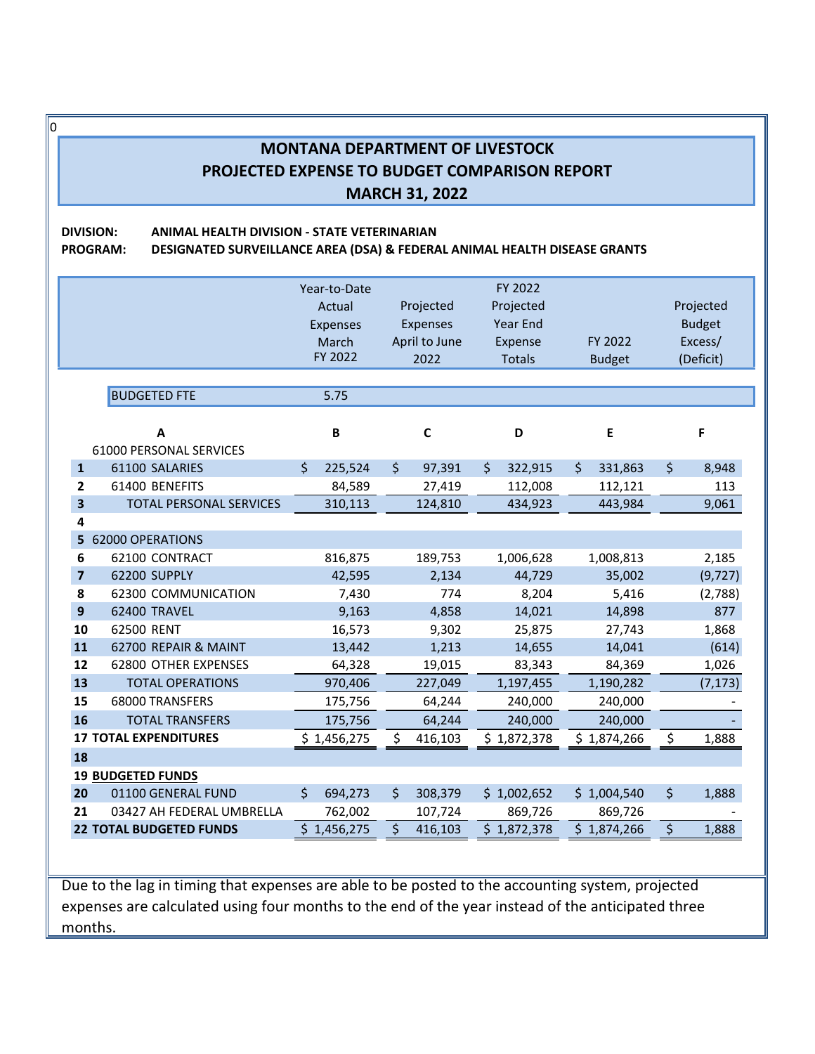0

# MONTANA DEPARTMENT OF LIVESTOCK
# PROJECTED EXPENSE TO BUDGET COMPARISON REPORT
# MARCH 31, 2022

**DIVISION:** **ANIMAL HEALTH DIVISION - STATE VETERINARIAN**
**PROGRAM:** **DESIGNATED SURVEILLANCE AREA (DSA) & FEDERAL ANIMAL HEALTH DISEASE GRANTS**

| | | Year-to-Date Actual Expenses March FY 2022 | Projected Expenses April to June 2022 | FY 2022 Projected Year End Expense Totals | FY 2022 Budget | Projected Budget Excess/ (Deficit) |
|---|---|---|---|---|---|---|
| | BUDGETED FTE | 5.75 | | | | |
| | A | B | C | D | E | F |
| | 61000 PERSONAL SERVICES | | | | | |
| 1 | 61100 SALARIES | $ 225,524 | $ 97,391 | $ 322,915 | $ 331,863 | $ 8,948 |
| 2 | 61400 BENEFITS | 84,589 | 27,419 | 112,008 | 112,121 | 113 |
| 3 | TOTAL PERSONAL SERVICES | 310,113 | 124,810 | 434,923 | 443,984 | 9,061 |
| 4 | | | | | | |
| 5 | 62000 OPERATIONS | | | | | |
| 6 | 62100 CONTRACT | 816,875 | 189,753 | 1,006,628 | 1,008,813 | 2,185 |
| 7 | 62200 SUPPLY | 42,595 | 2,134 | 44,729 | 35,002 | (9,727) |
| 8 | 62300 COMMUNICATION | 7,430 | 774 | 8,204 | 5,416 | (2,788) |
| 9 | 62400 TRAVEL | 9,163 | 4,858 | 14,021 | 14,898 | 877 |
| 10 | 62500 RENT | 16,573 | 9,302 | 25,875 | 27,743 | 1,868 |
| 11 | 62700 REPAIR & MAINT | 13,442 | 1,213 | 14,655 | 14,041 | (614) |
| 12 | 62800 OTHER EXPENSES | 64,328 | 19,015 | 83,343 | 84,369 | 1,026 |
| 13 | TOTAL OPERATIONS | 970,406 | 227,049 | 1,197,455 | 1,190,282 | (7,173) |
| 15 | 68000 TRANSFERS | 175,756 | 64,244 | 240,000 | 240,000 | - |
| 16 | TOTAL TRANSFERS | 175,756 | 64,244 | 240,000 | 240,000 | - |
| 17 | **TOTAL EXPENDITURES** | $ 1,456,275 | $ 416,103 | $ 1,872,378 | $ 1,874,266 | $ 1,888 |
| 18 | | | | | | |
| 19 | **BUDGETED FUNDS** | | | | | |
| 20 | 01100 GENERAL FUND | $ 694,273 | $ 308,379 | $ 1,002,652 | $ 1,004,540 | $ 1,888 |
| 21 | 03427 AH FEDERAL UMBRELLA | 762,002 | 107,724 | 869,726 | 869,726 | - |
| 22 | **TOTAL BUDGETED FUNDS** | $ 1,456,275 | $ 416,103 | $ 1,872,378 | $ 1,874,266 | $ 1,888 |

Due to the lag in timing that expenses are able to be posted to the accounting system, projected expenses are calculated using four months to the end of the year instead of the anticipated three months.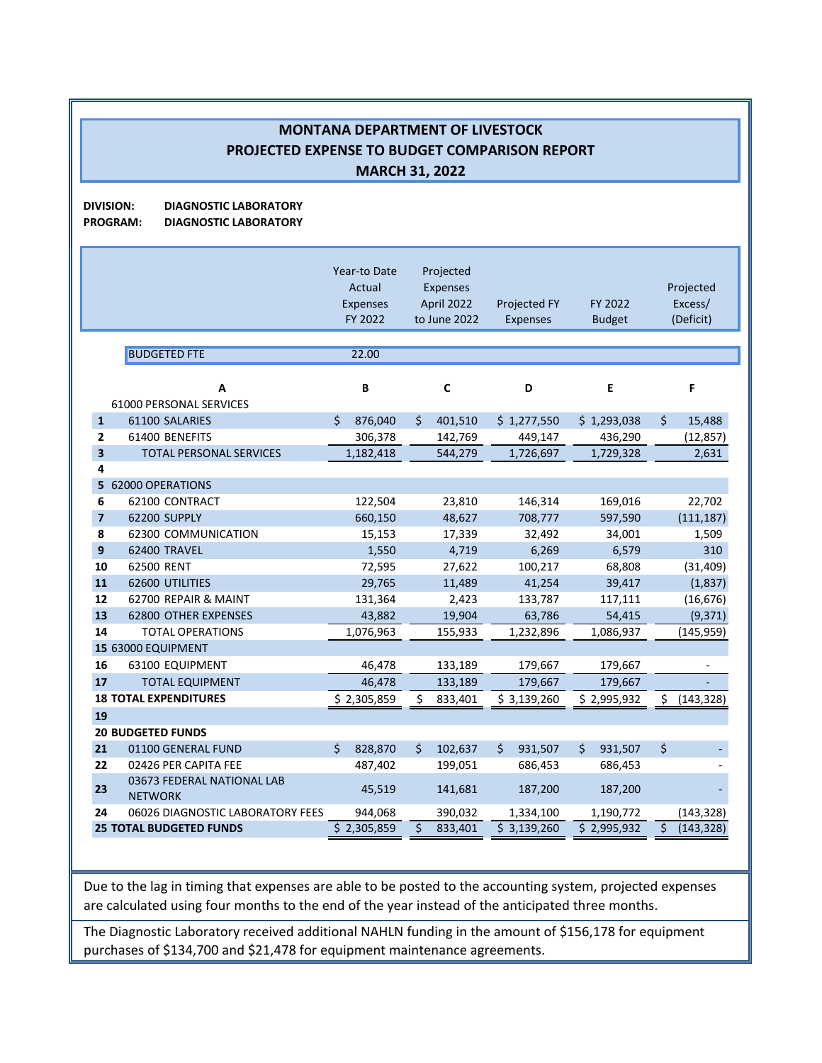# MONTANA DEPARTMENT OF LIVESTOCK
## PROJECTED EXPENSE TO BUDGET COMPARISON REPORT
## MARCH 31, 2022

**DIVISION:** DIAGNOSTIC LABORATORY
**PROGRAM:** DIAGNOSTIC LABORATORY

| | | Year-to Date Actual Expenses FY 2022 | Projected Expenses April 2022 to June 2022 | Projected FY Expenses | FY 2022 Budget | Projected Excess/ (Deficit) |
|---|---|---|---|---|---|---|
| | BUDGETED FTE | 22.00 | | | | |
| | **A** | **B** | **C** | **D** | **E** | **F** |
| | 61000 PERSONAL SERVICES | | | | | |
| **1** | 61100 SALARIES | $ 876,040 | $ 401,510 | $ 1,277,550 | $ 1,293,038 | $ 15,488 |
| **2** | 61400 BENEFITS | 306,378 | 142,769 | 449,147 | 436,290 | (12,857) |
| **3** | TOTAL PERSONAL SERVICES | 1,182,418 | 544,279 | 1,726,697 | 1,729,328 | 2,631 |
| **4** | | | | | | |
| **5** | 62000 OPERATIONS | | | | | |
| **6** | 62100 CONTRACT | 122,504 | 23,810 | 146,314 | 169,016 | 22,702 |
| **7** | 62200 SUPPLY | 660,150 | 48,627 | 708,777 | 597,590 | (111,187) |
| **8** | 62300 COMMUNICATION | 15,153 | 17,339 | 32,492 | 34,001 | 1,509 |
| **9** | 62400 TRAVEL | 1,550 | 4,719 | 6,269 | 6,579 | 310 |
| **10** | 62500 RENT | 72,595 | 27,622 | 100,217 | 68,808 | (31,409) |
| **11** | 62600 UTILITIES | 29,765 | 11,489 | 41,254 | 39,417 | (1,837) |
| **12** | 62700 REPAIR & MAINT | 131,364 | 2,423 | 133,787 | 117,111 | (16,676) |
| **13** | 62800 OTHER EXPENSES | 43,882 | 19,904 | 63,786 | 54,415 | (9,371) |
| **14** | TOTAL OPERATIONS | 1,076,963 | 155,933 | 1,232,896 | 1,086,937 | (145,959) |
| **15** | 63000 EQUIPMENT | | | | | |
| **16** | 63100 EQUIPMENT | 46,478 | 133,189 | 179,667 | 179,667 | - |
| **17** | TOTAL EQUIPMENT | 46,478 | 133,189 | 179,667 | 179,667 | - |
| **18** | **TOTAL EXPENDITURES** | $ 2,305,859 | $ 833,401 | $ 3,139,260 | $ 2,995,932 | $ (143,328) |
| **19** | | | | | | |
| **20** | **BUDGETED FUNDS** | | | | | |
| **21** | 01100 GENERAL FUND | $ 828,870 | $ 102,637 | $ 931,507 | $ 931,507 | $ - |
| **22** | 02426 PER CAPITA FEE | 487,402 | 199,051 | 686,453 | 686,453 | - |
| **23** | 03673 FEDERAL NATIONAL LAB NETWORK | 45,519 | 141,681 | 187,200 | 187,200 | - |
| **24** | 06026 DIAGNOSTIC LABORATORY FEES | 944,068 | 390,032 | 1,334,100 | 1,190,772 | (143,328) |
| **25** | **TOTAL BUDGETED FUNDS** | $ 2,305,859 | $ 833,401 | $ 3,139,260 | $ 2,995,932 | $ (143,328) |

Due to the lag in timing that expenses are able to be posted to the accounting system, projected expenses are calculated using four months to the end of the year instead of the anticipated three months.

The Diagnostic Laboratory received additional NAHLN funding in the amount of $156,178 for equipment purchases of $134,700 and $21,478 for equipment maintenance agreements.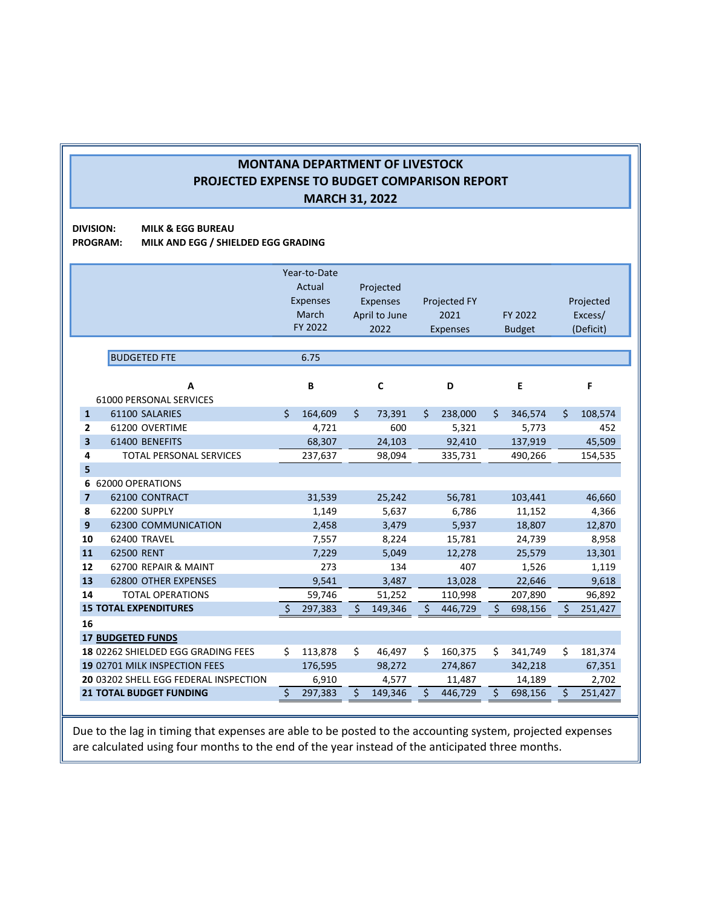## MONTANA DEPARTMENT OF LIVESTOCK
## PROJECTED EXPENSE TO BUDGET COMPARISON REPORT
## MARCH 31, 2022

**DIVISION:** **MILK & EGG BUREAU**
**PROGRAM:** **MILK AND EGG / SHIELDED EGG GRADING**

| | | Year-to-Date Actual Expenses March FY 2022 | Projected Expenses April to June 2022 | Projected FY 2021 Expenses | FY 2022 Budget | Projected Excess/ (Deficit) |
|---|---|---|---|---|---|---|
| | BUDGETED FTE | 6.75 | | | | |
| | **A** | **B** | **C** | **D** | **E** | **F** |
| | 61000 PERSONAL SERVICES | | | | | |
| **1** | 61100 SALARIES | $ 164,609 | $ 73,391 | $ 238,000 | $ 346,574 | $ 108,574 |
| **2** | 61200 OVERTIME | 4,721 | 600 | 5,321 | 5,773 | 452 |
| **3** | 61400 BENEFITS | 68,307 | 24,103 | 92,410 | 137,919 | 45,509 |
| **4** | TOTAL PERSONAL SERVICES | 237,637 | 98,094 | 335,731 | 490,266 | 154,535 |
| **5** | | | | | | |
| **6** | 62000 OPERATIONS | | | | | |
| **7** | 62100 CONTRACT | 31,539 | 25,242 | 56,781 | 103,441 | 46,660 |
| **8** | 62200 SUPPLY | 1,149 | 5,637 | 6,786 | 11,152 | 4,366 |
| **9** | 62300 COMMUNICATION | 2,458 | 3,479 | 5,937 | 18,807 | 12,870 |
| **10** | 62400 TRAVEL | 7,557 | 8,224 | 15,781 | 24,739 | 8,958 |
| **11** | 62500 RENT | 7,229 | 5,049 | 12,278 | 25,579 | 13,301 |
| **12** | 62700 REPAIR & MAINT | 273 | 134 | 407 | 1,526 | 1,119 |
| **13** | 62800 OTHER EXPENSES | 9,541 | 3,487 | 13,028 | 22,646 | 9,618 |
| **14** | TOTAL OPERATIONS | 59,746 | 51,252 | 110,998 | 207,890 | 96,892 |
| **15** | **TOTAL EXPENDITURES** | $ 297,383 | $ 149,346 | $ 446,729 | $ 698,156 | $ 251,427 |
| **16** | | | | | | |
| **17** | **BUDGETED FUNDS** | | | | | |
| **18** | 02262 SHIELDED EGG GRADING FEES | $ 113,878 | $ 46,497 | $ 160,375 | $ 341,749 | $ 181,374 |
| **19** | 02701 MILK INSPECTION FEES | 176,595 | 98,272 | 274,867 | 342,218 | 67,351 |
| **20** | 03202 SHELL EGG FEDERAL INSPECTION | 6,910 | 4,577 | 11,487 | 14,189 | 2,702 |
| **21** | **TOTAL BUDGET FUNDING** | $ 297,383 | $ 149,346 | $ 446,729 | $ 698,156 | $ 251,427 |

Due to the lag in timing that expenses are able to be posted to the accounting system, projected expenses are calculated using four months to the end of the year instead of the anticipated three months.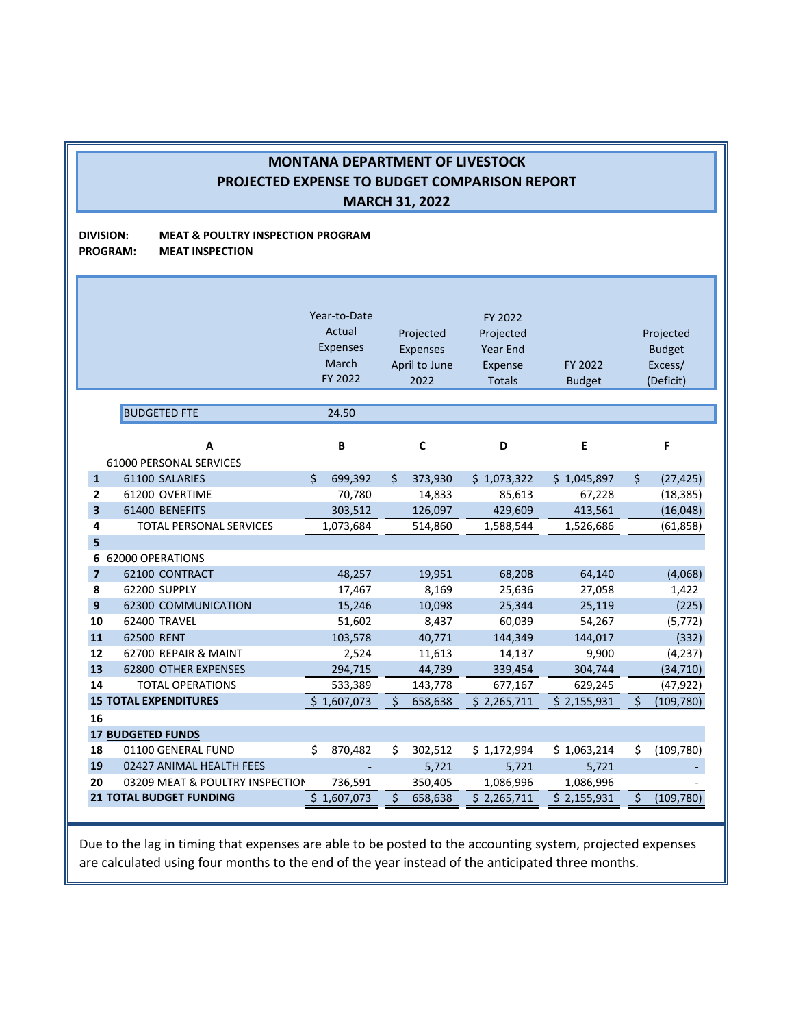# MONTANA DEPARTMENT OF LIVESTOCK
## PROJECTED EXPENSE TO BUDGET COMPARISON REPORT
## MARCH 31, 2022

**DIVISION:** **MEAT & POULTRY INSPECTION PROGRAM**
**PROGRAM:** **MEAT INSPECTION**

| | | Year-to-Date Actual Expenses March FY 2022 | Projected Expenses April to June 2022 | FY 2022 Projected Year End Expense Totals | FY 2022 Budget | Projected Budget Excess/ (Deficit) |
|---|---|---|---|---|---|---|
| | BUDGETED FTE | 24.50 | | | | |
| | A | B | C | D | E | F |
| | 61000 PERSONAL SERVICES | | | | | |
| 1 | 61100 SALARIES | $ 699,392 | $ 373,930 | $ 1,073,322 | $ 1,045,897 | $ (27,425) |
| 2 | 61200 OVERTIME | 70,780 | 14,833 | 85,613 | 67,228 | (18,385) |
| 3 | 61400 BENEFITS | 303,512 | 126,097 | 429,609 | 413,561 | (16,048) |
| 4 | TOTAL PERSONAL SERVICES | 1,073,684 | 514,860 | 1,588,544 | 1,526,686 | (61,858) |
| 5 | | | | | | |
| 6 | 62000 OPERATIONS | | | | | |
| 7 | 62100 CONTRACT | 48,257 | 19,951 | 68,208 | 64,140 | (4,068) |
| 8 | 62200 SUPPLY | 17,467 | 8,169 | 25,636 | 27,058 | 1,422 |
| 9 | 62300 COMMUNICATION | 15,246 | 10,098 | 25,344 | 25,119 | (225) |
| 10 | 62400 TRAVEL | 51,602 | 8,437 | 60,039 | 54,267 | (5,772) |
| 11 | 62500 RENT | 103,578 | 40,771 | 144,349 | 144,017 | (332) |
| 12 | 62700 REPAIR & MAINT | 2,524 | 11,613 | 14,137 | 9,900 | (4,237) |
| 13 | 62800 OTHER EXPENSES | 294,715 | 44,739 | 339,454 | 304,744 | (34,710) |
| 14 | TOTAL OPERATIONS | 533,389 | 143,778 | 677,167 | 629,245 | (47,922) |
| **15** | **TOTAL EXPENDITURES** | $ 1,607,073 | $ 658,638 | $ 2,265,711 | $ 2,155,931 | $ (109,780) |
| 16 | | | | | | |
| **17** | **BUDGETED FUNDS** | | | | | |
| 18 | 01100 GENERAL FUND | $ 870,482 | $ 302,512 | $ 1,172,994 | $ 1,063,214 | $ (109,780) |
| 19 | 02427 ANIMAL HEALTH FEES | - | 5,721 | 5,721 | 5,721 | - |
| 20 | 03209 MEAT & POULTRY INSPECTION | 736,591 | 350,405 | 1,086,996 | 1,086,996 | - |
| **21** | **TOTAL BUDGET FUNDING** | $ 1,607,073 | $ 658,638 | $ 2,265,711 | $ 2,155,931 | $ (109,780) |

Due to the lag in timing that expenses are able to be posted to the accounting system, projected expenses are calculated using four months to the end of the year instead of the anticipated three months.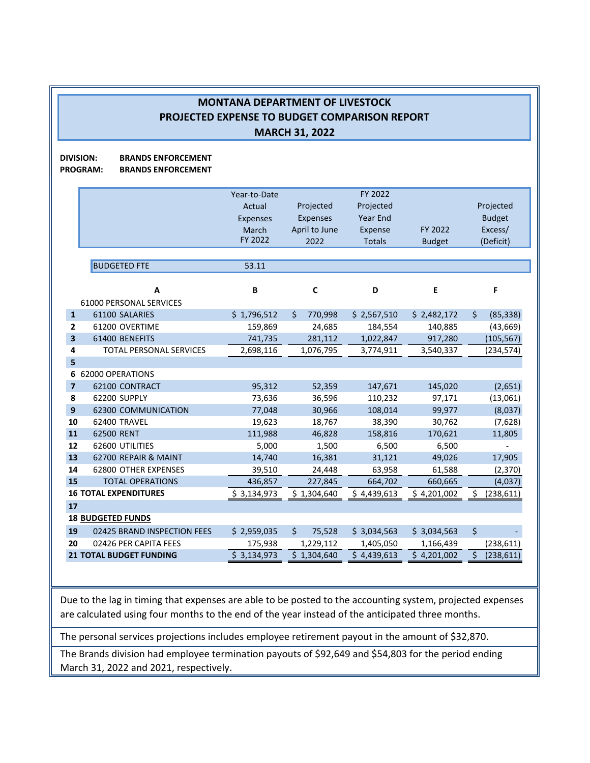# MONTANA DEPARTMENT OF LIVESTOCK
## PROJECTED EXPENSE TO BUDGET COMPARISON REPORT
## MARCH 31, 2022

**DIVISION:** **BRANDS ENFORCEMENT**
**PROGRAM:** **BRANDS ENFORCEMENT**

| | | Year-to-Date Actual Expenses March FY 2022 | Projected Expenses April to June 2022 | FY 2022 Projected Year End Expense Totals | FY 2022 Budget | Projected Budget Excess/ (Deficit) |
|---|---|---|---|---|---|---|
| | BUDGETED FTE | 53.11 | | | | |
| | **A** | **B** | **C** | **D** | **E** | **F** |
| | 61000 PERSONAL SERVICES | | | | | |
| **1** | 61100 SALARIES | $ 1,796,512 | $ 770,998 | $ 2,567,510 | $ 2,482,172 | $ (85,338) |
| **2** | 61200 OVERTIME | 159,869 | 24,685 | 184,554 | 140,885 | (43,669) |
| **3** | 61400 BENEFITS | 741,735 | 281,112 | 1,022,847 | 917,280 | (105,567) |
| **4** | TOTAL PERSONAL SERVICES | 2,698,116 | 1,076,795 | 3,774,911 | 3,540,337 | (234,574) |
| **5** | | | | | | |
| **6** | 62000 OPERATIONS | | | | | |
| **7** | 62100 CONTRACT | 95,312 | 52,359 | 147,671 | 145,020 | (2,651) |
| **8** | 62200 SUPPLY | 73,636 | 36,596 | 110,232 | 97,171 | (13,061) |
| **9** | 62300 COMMUNICATION | 77,048 | 30,966 | 108,014 | 99,977 | (8,037) |
| **10** | 62400 TRAVEL | 19,623 | 18,767 | 38,390 | 30,762 | (7,628) |
| **11** | 62500 RENT | 111,988 | 46,828 | 158,816 | 170,621 | 11,805 |
| **12** | 62600 UTILITIES | 5,000 | 1,500 | 6,500 | 6,500 | - |
| **13** | 62700 REPAIR & MAINT | 14,740 | 16,381 | 31,121 | 49,026 | 17,905 |
| **14** | 62800 OTHER EXPENSES | 39,510 | 24,448 | 63,958 | 61,588 | (2,370) |
| **15** | TOTAL OPERATIONS | 436,857 | 227,845 | 664,702 | 660,665 | (4,037) |
| **16** | **TOTAL EXPENDITURES** | $ 3,134,973 | $ 1,304,640 | $ 4,439,613 | $ 4,201,002 | $ (238,611) |
| **17** | | | | | | |
| **18** | **BUDGETED FUNDS** | | | | | |
| **19** | 02425 BRAND INSPECTION FEES | $ 2,959,035 | $ 75,528 | $ 3,034,563 | $ 3,034,563 | $ - |
| **20** | 02426 PER CAPITA FEES | 175,938 | 1,229,112 | 1,405,050 | 1,166,439 | (238,611) |
| **21** | **TOTAL BUDGET FUNDING** | $ 3,134,973 | $ 1,304,640 | $ 4,439,613 | $ 4,201,002 | $ (238,611) |

Due to the lag in timing that expenses are able to be posted to the accounting system, projected expenses are calculated using four months to the end of the year instead of the anticipated three months.

The personal services projections includes employee retirement payout in the amount of $32,870.

The Brands division had employee termination payouts of $92,649 and $54,803 for the period ending March 31, 2022 and 2021, respectively.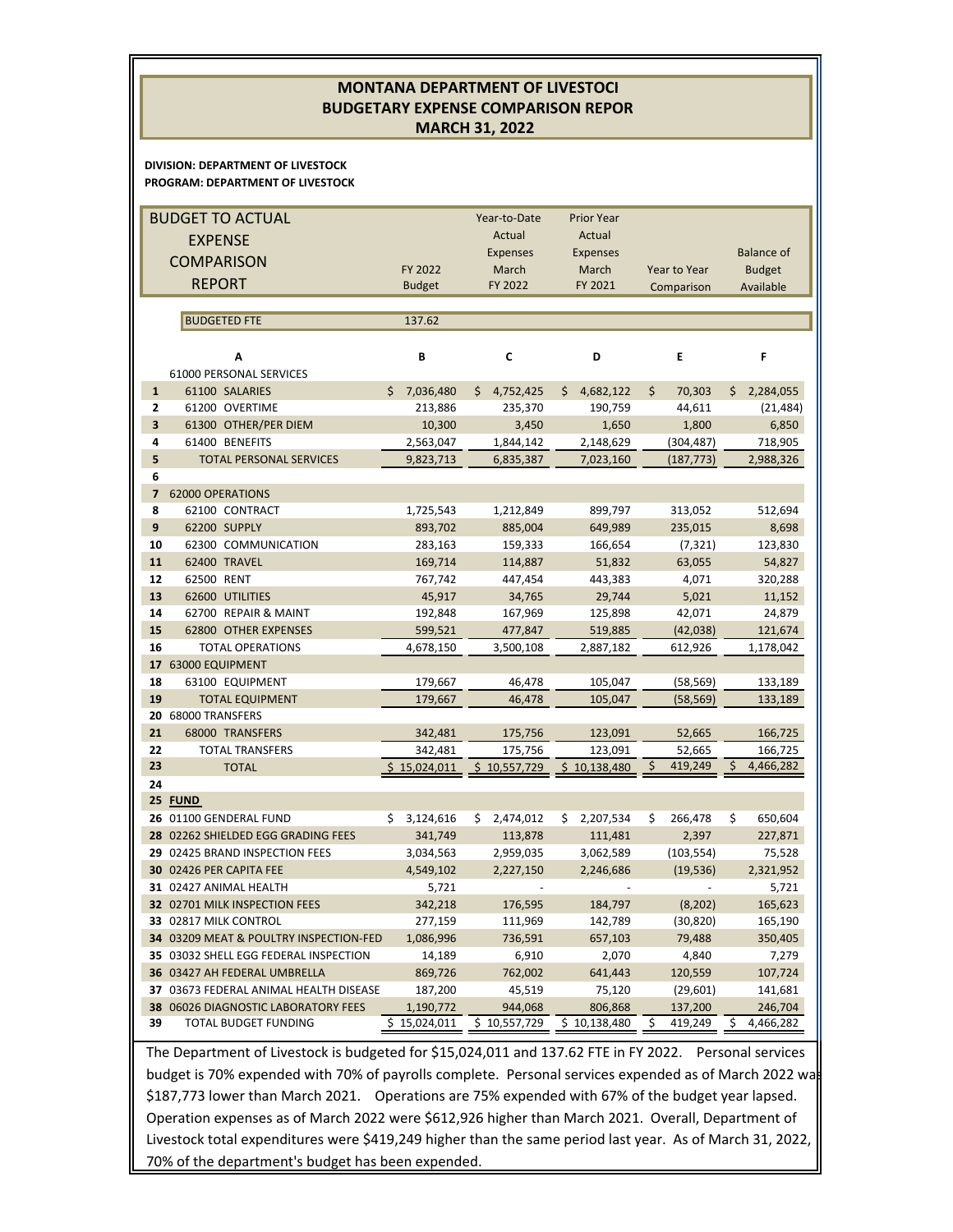# MONTANA DEPARTMENT OF LIVESTOCI
## BUDGETARY EXPENSE COMPARISON REPOR
## MARCH 31, 2022

**DIVISION: DEPARTMENT OF LIVESTOCK**
**PROGRAM: DEPARTMENT OF LIVESTOCK**

| | BUDGET TO ACTUAL EXPENSE COMPARISON REPORT | FY 2022 Budget | Year-to-Date Actual Expenses March FY 2022 | Prior Year Actual Expenses March FY 2021 | Year to Year Comparison | Balance of Budget Available |
|---|---|---|---|---|---|---|
| | BUDGETED FTE | 137.62 | | | | |
| | **A** | **B** | **C** | **D** | **E** | **F** |
| | 61000 PERSONAL SERVICES | | | | | |
| **1** | 61100 SALARIES | $ 7,036,480 | $ 4,752,425 | $ 4,682,122 | $ 70,303 | $ 2,284,055 |
| **2** | 61200 OVERTIME | 213,886 | 235,370 | 190,759 | 44,611 | (21,484) |
| **3** | 61300 OTHER/PER DIEM | 10,300 | 3,450 | 1,650 | 1,800 | 6,850 |
| **4** | 61400 BENEFITS | 2,563,047 | 1,844,142 | 2,148,629 | (304,487) | 718,905 |
| **5** | TOTAL PERSONAL SERVICES | 9,823,713 | 6,835,387 | 7,023,160 | (187,773) | 2,988,326 |
| **6** | | | | | | |
| **7** | 62000 OPERATIONS | | | | | |
| **8** | 62100 CONTRACT | 1,725,543 | 1,212,849 | 899,797 | 313,052 | 512,694 |
| **9** | 62200 SUPPLY | 893,702 | 885,004 | 649,989 | 235,015 | 8,698 |
| **10** | 62300 COMMUNICATION | 283,163 | 159,333 | 166,654 | (7,321) | 123,830 |
| **11** | 62400 TRAVEL | 169,714 | 114,887 | 51,832 | 63,055 | 54,827 |
| **12** | 62500 RENT | 767,742 | 447,454 | 443,383 | 4,071 | 320,288 |
| **13** | 62600 UTILITIES | 45,917 | 34,765 | 29,744 | 5,021 | 11,152 |
| **14** | 62700 REPAIR & MAINT | 192,848 | 167,969 | 125,898 | 42,071 | 24,879 |
| **15** | 62800 OTHER EXPENSES | 599,521 | 477,847 | 519,885 | (42,038) | 121,674 |
| **16** | TOTAL OPERATIONS | 4,678,150 | 3,500,108 | 2,887,182 | 612,926 | 1,178,042 |
| **17** | 63000 EQUIPMENT | | | | | |
| **18** | 63100 EQUIPMENT | 179,667 | 46,478 | 105,047 | (58,569) | 133,189 |
| **19** | TOTAL EQUIPMENT | 179,667 | 46,478 | 105,047 | (58,569) | 133,189 |
| **20** | 68000 TRANSFERS | | | | | |
| **21** | 68000 TRANSFERS | 342,481 | 175,756 | 123,091 | 52,665 | 166,725 |
| **22** | TOTAL TRANSFERS | 342,481 | 175,756 | 123,091 | 52,665 | 166,725 |
| **23** | TOTAL | $ 15,024,011 | $ 10,557,729 | $ 10,138,480 | $ 419,249 | $ 4,466,282 |
| **24** | | | | | | |
| **25** | **FUND** | | | | | |
| **26** | 01100 GENDERAL FUND | $ 3,124,616 | $ 2,474,012 | $ 2,207,534 | $ 266,478 | $ 650,604 |
| **28** | 02262 SHIELDED EGG GRADING FEES | 341,749 | 113,878 | 111,481 | 2,397 | 227,871 |
| **29** | 02425 BRAND INSPECTION FEES | 3,034,563 | 2,959,035 | 3,062,589 | (103,554) | 75,528 |
| **30** | 02426 PER CAPITA FEE | 4,549,102 | 2,227,150 | 2,246,686 | (19,536) | 2,321,952 |
| **31** | 02427 ANIMAL HEALTH | 5,721 | - | - | - | 5,721 |
| **32** | 02701 MILK INSPECTION FEES | 342,218 | 176,595 | 184,797 | (8,202) | 165,623 |
| **33** | 02817 MILK CONTROL | 277,159 | 111,969 | 142,789 | (30,820) | 165,190 |
| **34** | 03209 MEAT & POULTRY INSPECTION-FED | 1,086,996 | 736,591 | 657,103 | 79,488 | 350,405 |
| **35** | 03032 SHELL EGG FEDERAL INSPECTION | 14,189 | 6,910 | 2,070 | 4,840 | 7,279 |
| **36** | 03427 AH FEDERAL UMBRELLA | 869,726 | 762,002 | 641,443 | 120,559 | 107,724 |
| **37** | 03673 FEDERAL ANIMAL HEALTH DISEASE | 187,200 | 45,519 | 75,120 | (29,601) | 141,681 |
| **38** | 06026 DIAGNOSTIC LABORATORY FEES | 1,190,772 | 944,068 | 806,868 | 137,200 | 246,704 |
| **39** | TOTAL BUDGET FUNDING | $ 15,024,011 | $ 10,557,729 | $ 10,138,480 | $ 419,249 | $ 4,466,282 |

The Department of Livestock is budgeted for $15,024,011 and 137.62 FTE in FY 2022. Personal services budget is 70% expended with 70% of payrolls complete. Personal services expended as of March 2022 was $187,773 lower than March 2021. Operations are 75% expended with 67% of the budget year lapsed. Operation expenses as of March 2022 were $612,926 higher than March 2021. Overall, Department of Livestock total expenditures were $419,249 higher than the same period last year. As of March 31, 2022, 70% of the department's budget has been expended.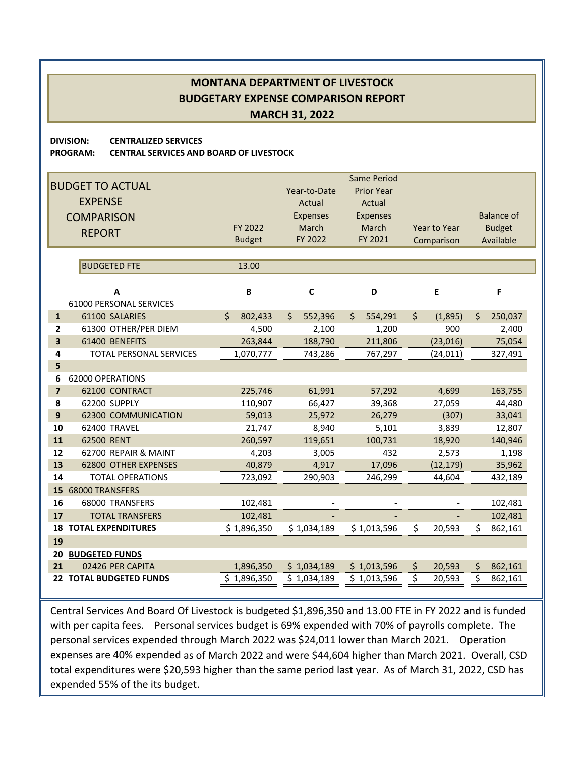# MONTANA DEPARTMENT OF LIVESTOCK
## BUDGETARY EXPENSE COMPARISON REPORT
## MARCH 31, 2022

**DIVISION:** **CENTRALIZED SERVICES**
**PROGRAM:** **CENTRAL SERVICES AND BOARD OF LIVESTOCK**

| | BUDGET TO ACTUAL EXPENSE COMPARISON REPORT | FY 2022 Budget | Year-to-Date Actual Expenses March FY 2022 | Same Period Prior Year Actual Expenses March FY 2021 | Year to Year Comparison | Balance of Budget Available |
|---|---|---|---|---|---|---|
| | BUDGETED FTE | 13.00 | | | | |
| | **A** | **B** | **C** | **D** | **E** | **F** |
| | 61000 PERSONAL SERVICES | | | | | |
| **1** | 61100 SALARIES | $ 802,433 | $ 552,396 | $ 554,291 | $ (1,895) | $ 250,037 |
| **2** | 61300 OTHER/PER DIEM | 4,500 | 2,100 | 1,200 | 900 | 2,400 |
| **3** | 61400 BENEFITS | 263,844 | 188,790 | 211,806 | (23,016) | 75,054 |
| **4** | TOTAL PERSONAL SERVICES | 1,070,777 | 743,286 | 767,297 | (24,011) | 327,491 |
| **5** | | | | | | |
| **6** | 62000 OPERATIONS | | | | | |
| **7** | 62100 CONTRACT | 225,746 | 61,991 | 57,292 | 4,699 | 163,755 |
| **8** | 62200 SUPPLY | 110,907 | 66,427 | 39,368 | 27,059 | 44,480 |
| **9** | 62300 COMMUNICATION | 59,013 | 25,972 | 26,279 | (307) | 33,041 |
| **10** | 62400 TRAVEL | 21,747 | 8,940 | 5,101 | 3,839 | 12,807 |
| **11** | 62500 RENT | 260,597 | 119,651 | 100,731 | 18,920 | 140,946 |
| **12** | 62700 REPAIR & MAINT | 4,203 | 3,005 | 432 | 2,573 | 1,198 |
| **13** | 62800 OTHER EXPENSES | 40,879 | 4,917 | 17,096 | (12,179) | 35,962 |
| **14** | TOTAL OPERATIONS | 723,092 | 290,903 | 246,299 | 44,604 | 432,189 |
| **15** | 68000 TRANSFERS | | | | | |
| **16** | 68000 TRANSFERS | 102,481 | - | - | - | 102,481 |
| **17** | TOTAL TRANSFERS | 102,481 | - | - | - | 102,481 |
| **18** | **TOTAL EXPENDITURES** | $ 1,896,350 | $ 1,034,189 | $ 1,013,596 | $ 20,593 | $ 862,161 |
| **19** | | | | | | |
| **20** | **BUDGETED FUNDS** | | | | | |
| **21** | 02426 PER CAPITA | 1,896,350 | $ 1,034,189 | $ 1,013,596 | $ 20,593 | $ 862,161 |
| **22** | **TOTAL BUDGETED FUNDS** | $ 1,896,350 | $ 1,034,189 | $ 1,013,596 | $ 20,593 | $ 862,161 |

Central Services And Board Of Livestock is budgeted $1,896,350 and 13.00 FTE in FY 2022 and is funded with per capita fees. Personal services budget is 69% expended with 70% of payrolls complete. The personal services expended through March 2022 was $24,011 lower than March 2021. Operation expenses are 40% expended as of March 2022 and were $44,604 higher than March 2021. Overall, CSD total expenditures were $20,593 higher than the same period last year. As of March 31, 2022, CSD has expended 55% of the its budget.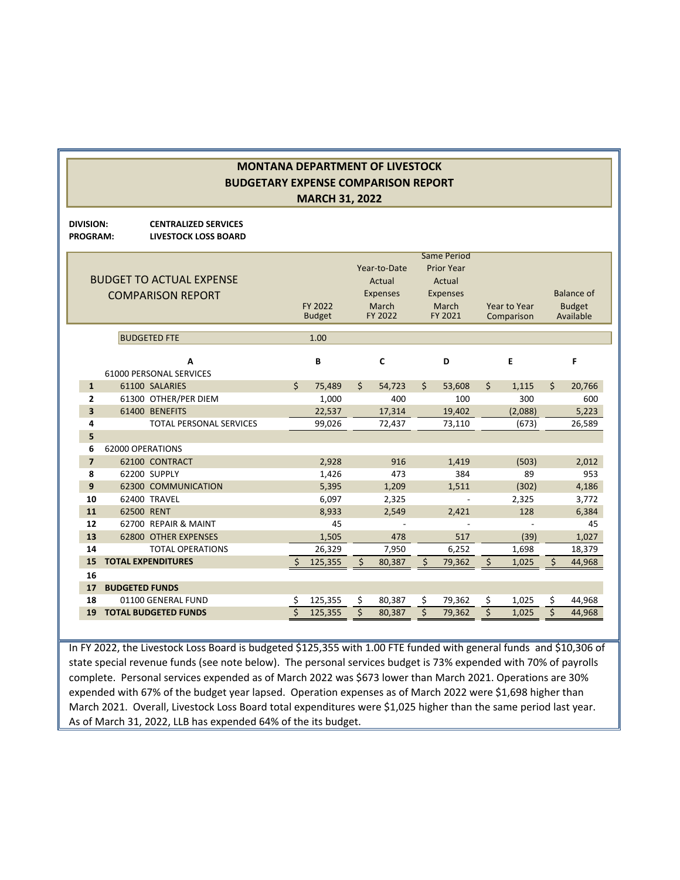# MONTANA DEPARTMENT OF LIVESTOCK
## BUDGETARY EXPENSE COMPARISON REPORT
## MARCH 31, 2022

**DIVISION:** **CENTRALIZED SERVICES**
**PROGRAM:** **LIVESTOCK LOSS BOARD**

| | BUDGET TO ACTUAL EXPENSE COMPARISON REPORT | FY 2022 Budget | Year-to-Date Actual Expenses March FY 2022 | Same Period Prior Year Actual Expenses March FY 2021 | Year to Year Comparison | Balance of Budget Available |
|---|---|---|---|---|---|---|
| | BUDGETED FTE | 1.00 | | | | |
| | **A** | **B** | **C** | **D** | **E** | **F** |
| | 61000 PERSONAL SERVICES | | | | | |
| **1** | 61100 SALARIES | $ 75,489 | $ 54,723 | $ 53,608 | $ 1,115 | $ 20,766 |
| **2** | 61300 OTHER/PER DIEM | 1,000 | 400 | 100 | 300 | 600 |
| **3** | 61400 BENEFITS | 22,537 | 17,314 | 19,402 | (2,088) | 5,223 |
| **4** | TOTAL PERSONAL SERVICES | 99,026 | 72,437 | 73,110 | (673) | 26,589 |
| **5** | | | | | | |
| **6** | 62000 OPERATIONS | | | | | |
| **7** | 62100 CONTRACT | 2,928 | 916 | 1,419 | (503) | 2,012 |
| **8** | 62200 SUPPLY | 1,426 | 473 | 384 | 89 | 953 |
| **9** | 62300 COMMUNICATION | 5,395 | 1,209 | 1,511 | (302) | 4,186 |
| **10** | 62400 TRAVEL | 6,097 | 2,325 | - | 2,325 | 3,772 |
| **11** | 62500 RENT | 8,933 | 2,549 | 2,421 | 128 | 6,384 |
| **12** | 62700 REPAIR & MAINT | 45 | - | - | - | 45 |
| **13** | 62800 OTHER EXPENSES | 1,505 | 478 | 517 | (39) | 1,027 |
| **14** | TOTAL OPERATIONS | 26,329 | 7,950 | 6,252 | 1,698 | 18,379 |
| **15** | **TOTAL EXPENDITURES** | $ 125,355 | $ 80,387 | $ 79,362 | $ 1,025 | $ 44,968 |
| **16** | | | | | | |
| **17** | **BUDGETED FUNDS** | | | | | |
| **18** | 01100 GENERAL FUND | $ 125,355 | $ 80,387 | $ 79,362 | $ 1,025 | $ 44,968 |
| **19** | **TOTAL BUDGETED FUNDS** | $ 125,355 | $ 80,387 | $ 79,362 | $ 1,025 | $ 44,968 |

In FY 2022, the Livestock Loss Board is budgeted $125,355 with 1.00 FTE funded with general funds and $10,306 of state special revenue funds (see note below). The personal services budget is 73% expended with 70% of payrolls complete. Personal services expended as of March 2022 was $673 lower than March 2021. Operations are 30% expended with 67% of the budget year lapsed. Operation expenses as of March 2022 were $1,698 higher than March 2021. Overall, Livestock Loss Board total expenditures were $1,025 higher than the same period last year. As of March 31, 2022, LLB has expended 64% of the its budget.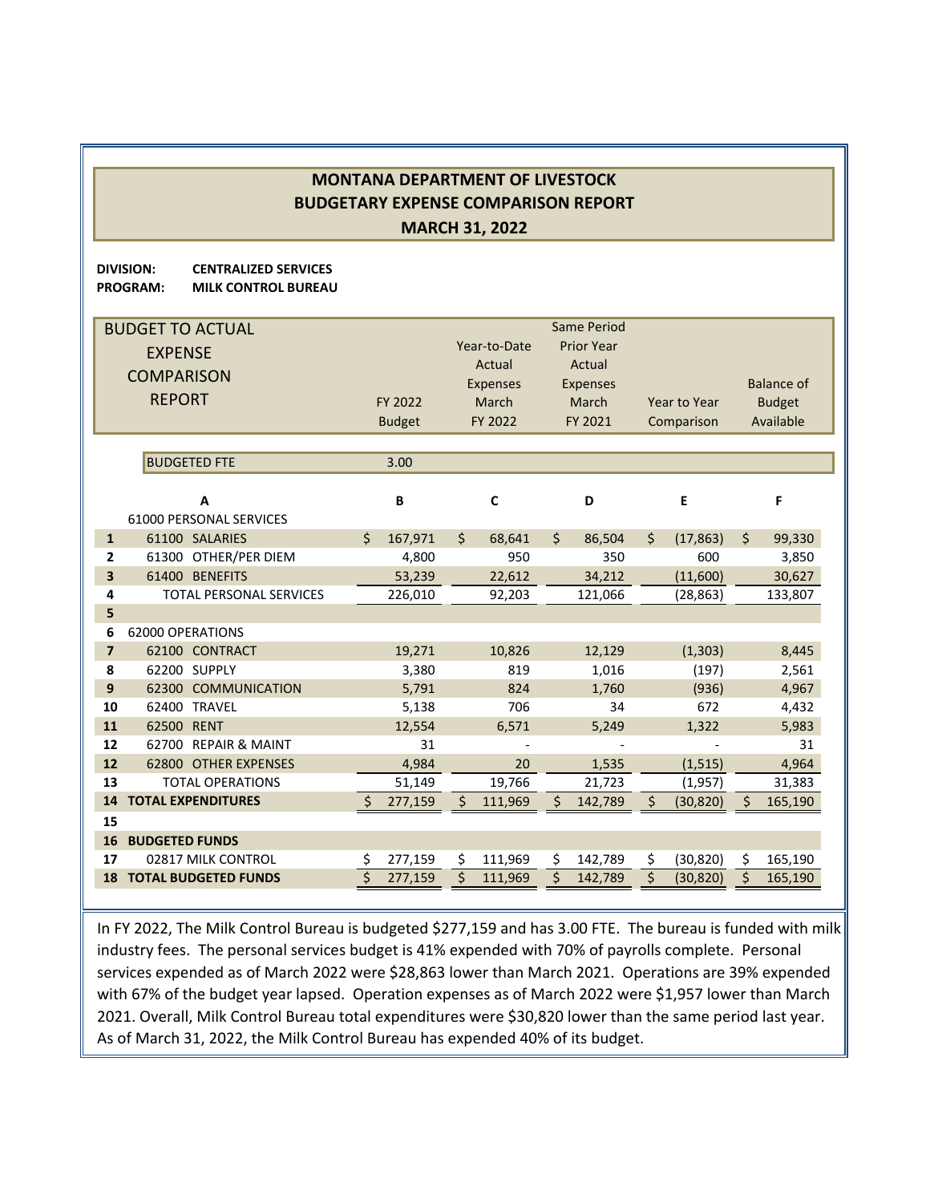# MONTANA DEPARTMENT OF LIVESTOCK
## BUDGETARY EXPENSE COMPARISON REPORT
### MARCH 31, 2022

**DIVISION:** **CENTRALIZED SERVICES**
**PROGRAM:** **MILK CONTROL BUREAU**

| | BUDGET TO ACTUAL EXPENSE COMPARISON REPORT | FY 2022 Budget | Year-to-Date Actual Expenses March FY 2022 | Same Period Prior Year Actual Expenses March FY 2021 | Year to Year Comparison | Balance of Budget Available |
|---|---|---|---|---|---|---|
| | BUDGETED FTE | 3.00 | | | | |
| | A | B | C | D | E | F |
| | 61000 PERSONAL SERVICES | | | | | |
| 1 | 61100 SALARIES | $ 167,971 | $ 68,641 | $ 86,504 | $ (17,863) | $ 99,330 |
| 2 | 61300 OTHER/PER DIEM | 4,800 | 950 | 350 | 600 | 3,850 |
| 3 | 61400 BENEFITS | 53,239 | 22,612 | 34,212 | (11,600) | 30,627 |
| 4 | TOTAL PERSONAL SERVICES | 226,010 | 92,203 | 121,066 | (28,863) | 133,807 |
| 5 | | | | | | |
| 6 | 62000 OPERATIONS | | | | | |
| 7 | 62100 CONTRACT | 19,271 | 10,826 | 12,129 | (1,303) | 8,445 |
| 8 | 62200 SUPPLY | 3,380 | 819 | 1,016 | (197) | 2,561 |
| 9 | 62300 COMMUNICATION | 5,791 | 824 | 1,760 | (936) | 4,967 |
| 10 | 62400 TRAVEL | 5,138 | 706 | 34 | 672 | 4,432 |
| 11 | 62500 RENT | 12,554 | 6,571 | 5,249 | 1,322 | 5,983 |
| 12 | 62700 REPAIR & MAINT | 31 | - | - | - | 31 |
| 12 | 62800 OTHER EXPENSES | 4,984 | 20 | 1,535 | (1,515) | 4,964 |
| 13 | TOTAL OPERATIONS | 51,149 | 19,766 | 21,723 | (1,957) | 31,383 |
| 14 | **TOTAL EXPENDITURES** | $ 277,159 | $ 111,969 | $ 142,789 | $ (30,820) | $ 165,190 |
| 15 | | | | | | |
| 16 | **BUDGETED FUNDS** | | | | | |
| 17 | 02817 MILK CONTROL | $ 277,159 | $ 111,969 | $ 142,789 | $ (30,820) | $ 165,190 |
| 18 | **TOTAL BUDGETED FUNDS** | $ 277,159 | $ 111,969 | $ 142,789 | $ (30,820) | $ 165,190 |

In FY 2022, The Milk Control Bureau is budgeted $277,159 and has 3.00 FTE. The bureau is funded with milk industry fees. The personal services budget is 41% expended with 70% of payrolls complete. Personal services expended as of March 2022 were $28,863 lower than March 2021. Operations are 39% expended with 67% of the budget year lapsed. Operation expenses as of March 2022 were $1,957 lower than March 2021. Overall, Milk Control Bureau total expenditures were $30,820 lower than the same period last year. As of March 31, 2022, the Milk Control Bureau has expended 40% of its budget.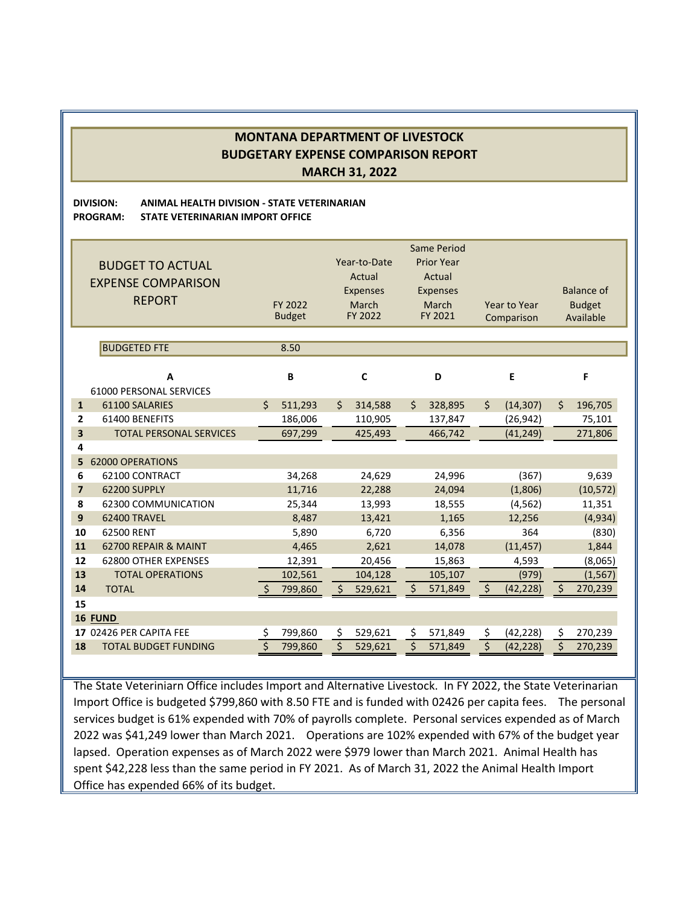# MONTANA DEPARTMENT OF LIVESTOCK
## BUDGETARY EXPENSE COMPARISON REPORT
## MARCH 31, 2022

**DIVISION:** **ANIMAL HEALTH DIVISION - STATE VETERINARIAN**
**PROGRAM:** **STATE VETERINARIAN IMPORT OFFICE**

| | BUDGET TO ACTUAL EXPENSE COMPARISON REPORT | FY 2022 Budget | Year-to-Date Actual Expenses March FY 2022 | Same Period Prior Year Actual Expenses March FY 2021 | Year to Year Comparison | Balance of Budget Available |
|---|---|---|---|---|---|---|
| | BUDGETED FTE | 8.50 | | | | |
| | A | B | C | D | E | F |
| | 61000 PERSONAL SERVICES | | | | | |
| 1 | 61100 SALARIES | $ 511,293 | $ 314,588 | $ 328,895 | $ (14,307) | $ 196,705 |
| 2 | 61400 BENEFITS | 186,006 | 110,905 | 137,847 | (26,942) | 75,101 |
| 3 | TOTAL PERSONAL SERVICES | 697,299 | 425,493 | 466,742 | (41,249) | 271,806 |
| 4 | | | | | | |
| 5 | 62000 OPERATIONS | | | | | |
| 6 | 62100 CONTRACT | 34,268 | 24,629 | 24,996 | (367) | 9,639 |
| 7 | 62200 SUPPLY | 11,716 | 22,288 | 24,094 | (1,806) | (10,572) |
| 8 | 62300 COMMUNICATION | 25,344 | 13,993 | 18,555 | (4,562) | 11,351 |
| 9 | 62400 TRAVEL | 8,487 | 13,421 | 1,165 | 12,256 | (4,934) |
| 10 | 62500 RENT | 5,890 | 6,720 | 6,356 | 364 | (830) |
| 11 | 62700 REPAIR & MAINT | 4,465 | 2,621 | 14,078 | (11,457) | 1,844 |
| 12 | 62800 OTHER EXPENSES | 12,391 | 20,456 | 15,863 | 4,593 | (8,065) |
| 13 | TOTAL OPERATIONS | 102,561 | 104,128 | 105,107 | (979) | (1,567) |
| 14 | TOTAL | $ 799,860 | $ 529,621 | $ 571,849 | $ (42,228) | $ 270,239 |
| 15 | | | | | | |
| 16 | **FUND** | | | | | |
| 17 | 02426 PER CAPITA FEE | $ 799,860 | $ 529,621 | $ 571,849 | $ (42,228) | $ 270,239 |
| 18 | TOTAL BUDGET FUNDING | $ 799,860 | $ 529,621 | $ 571,849 | $ (42,228) | $ 270,239 |

The State Veteriniarn Office includes Import and Alternative Livestock. In FY 2022, the State Veterinarian Import Office is budgeted $799,860 with 8.50 FTE and is funded with 02426 per capita fees. The personal services budget is 61% expended with 70% of payrolls complete. Personal services expended as of March 2022 was $41,249 lower than March 2021. Operations are 102% expended with 67% of the budget year lapsed. Operation expenses as of March 2022 were $979 lower than March 2021. Animal Health has spent $42,228 less than the same period in FY 2021. As of March 31, 2022 the Animal Health Import Office has expended 66% of its budget.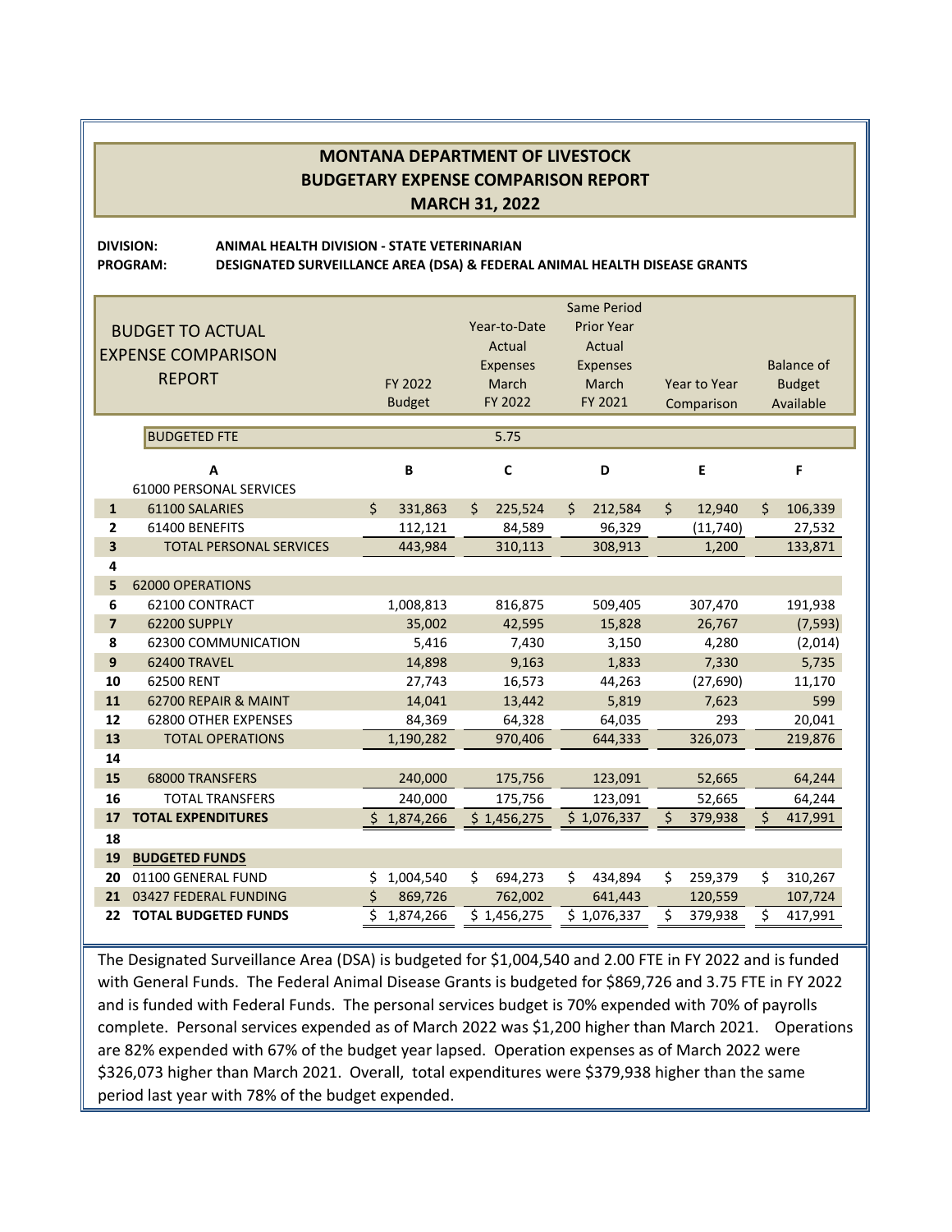# MONTANA DEPARTMENT OF LIVESTOCK
## BUDGETARY EXPENSE COMPARISON REPORT
## MARCH 31, 2022

**DIVISION:** ANIMAL HEALTH DIVISION - STATE VETERINARIAN
**PROGRAM:** DESIGNATED SURVEILLANCE AREA (DSA) & FEDERAL ANIMAL HEALTH DISEASE GRANTS

| | BUDGET TO ACTUAL EXPENSE COMPARISON REPORT | FY 2022 Budget | Year-to-Date Actual Expenses March FY 2022 | Same Period Prior Year Actual Expenses March FY 2021 | Year to Year Comparison | Balance of Budget Available |
|---|---|---|---|---|---|---|
| | BUDGETED FTE | | 5.75 | | | |
| | A | B | C | D | E | F |
| | 61000 PERSONAL SERVICES | | | | | |
| 1 | 61100 SALARIES | $ 331,863 | $ 225,524 | $ 212,584 | $ 12,940 | $ 106,339 |
| 2 | 61400 BENEFITS | 112,121 | 84,589 | 96,329 | (11,740) | 27,532 |
| 3 | TOTAL PERSONAL SERVICES | 443,984 | 310,113 | 308,913 | 1,200 | 133,871 |
| 4 | | | | | | |
| 5 | 62000 OPERATIONS | | | | | |
| 6 | 62100 CONTRACT | 1,008,813 | 816,875 | 509,405 | 307,470 | 191,938 |
| 7 | 62200 SUPPLY | 35,002 | 42,595 | 15,828 | 26,767 | (7,593) |
| 8 | 62300 COMMUNICATION | 5,416 | 7,430 | 3,150 | 4,280 | (2,014) |
| 9 | 62400 TRAVEL | 14,898 | 9,163 | 1,833 | 7,330 | 5,735 |
| 10 | 62500 RENT | 27,743 | 16,573 | 44,263 | (27,690) | 11,170 |
| 11 | 62700 REPAIR & MAINT | 14,041 | 13,442 | 5,819 | 7,623 | 599 |
| 12 | 62800 OTHER EXPENSES | 84,369 | 64,328 | 64,035 | 293 | 20,041 |
| 13 | TOTAL OPERATIONS | 1,190,282 | 970,406 | 644,333 | 326,073 | 219,876 |
| 14 | | | | | | |
| 15 | 68000 TRANSFERS | 240,000 | 175,756 | 123,091 | 52,665 | 64,244 |
| 16 | TOTAL TRANSFERS | 240,000 | 175,756 | 123,091 | 52,665 | 64,244 |
| 17 | **TOTAL EXPENDITURES** | $ 1,874,266 | $ 1,456,275 | $ 1,076,337 | $ 379,938 | $ 417,991 |
| 18 | | | | | | |
| 19 | **BUDGETED FUNDS** | | | | | |
| 20 | 01100 GENERAL FUND | $ 1,004,540 | $ 694,273 | $ 434,894 | $ 259,379 | $ 310,267 |
| 21 | 03427 FEDERAL FUNDING | $ 869,726 | 762,002 | 641,443 | 120,559 | 107,724 |
| 22 | **TOTAL BUDGETED FUNDS** | $ 1,874,266 | $ 1,456,275 | $ 1,076,337 | $ 379,938 | $ 417,991 |

The Designated Surveillance Area (DSA) is budgeted for $1,004,540 and 2.00 FTE in FY 2022 and is funded with General Funds. The Federal Animal Disease Grants is budgeted for $869,726 and 3.75 FTE in FY 2022 and is funded with Federal Funds. The personal services budget is 70% expended with 70% of payrolls complete. Personal services expended as of March 2022 was $1,200 higher than March 2021. Operations are 82% expended with 67% of the budget year lapsed. Operation expenses as of March 2022 were $326,073 higher than March 2021. Overall, total expenditures were $379,938 higher than the same period last year with 78% of the budget expended.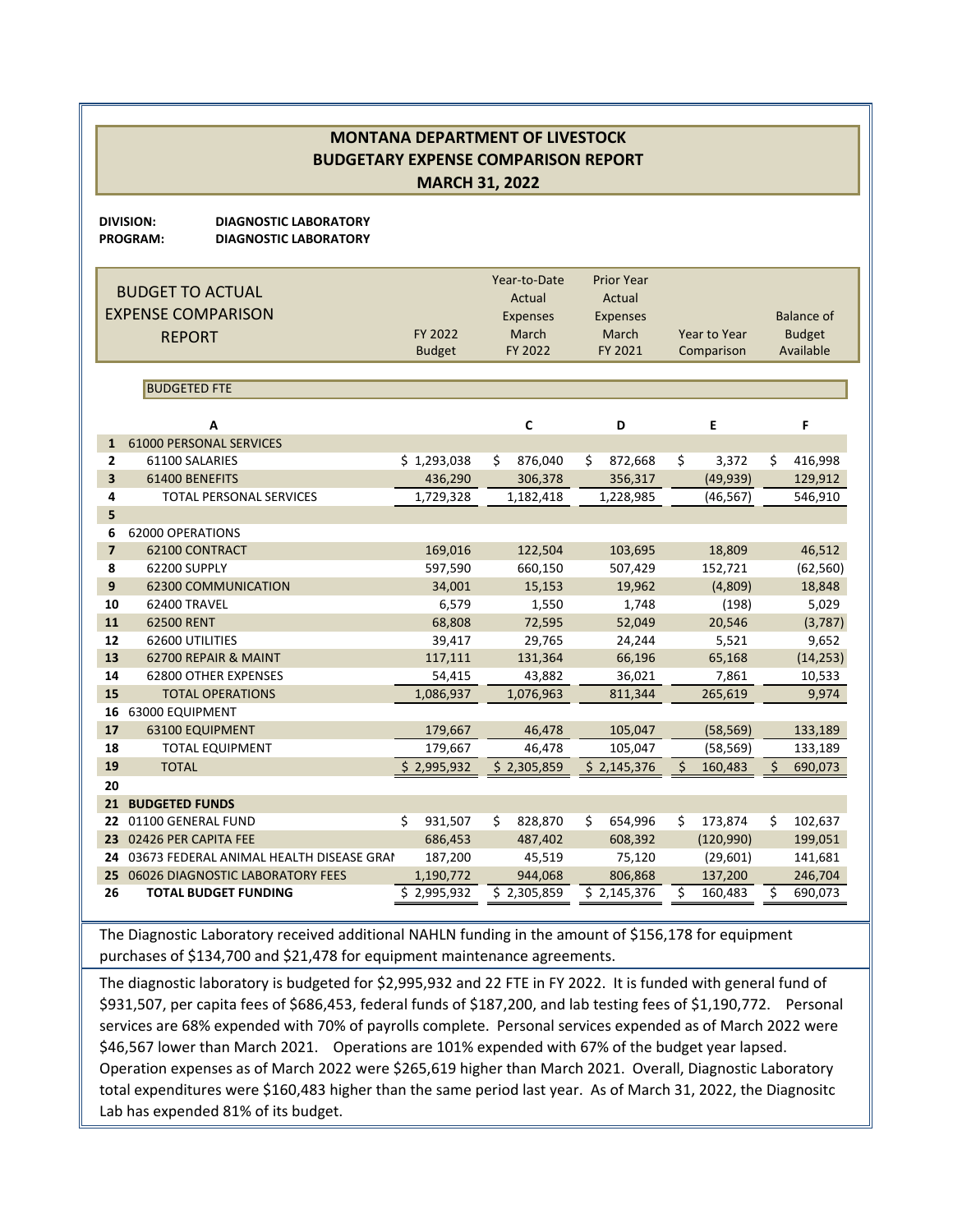# MONTANA DEPARTMENT OF LIVESTOCK
## BUDGETARY EXPENSE COMPARISON REPORT
### MARCH 31, 2022

**DIVISION:** DIAGNOSTIC LABORATORY
**PROGRAM:** DIAGNOSTIC LABORATORY

| | BUDGET TO ACTUAL EXPENSE COMPARISON REPORT | FY 2022 Budget | Year-to-Date Actual Expenses March FY 2022 | Prior Year Actual Expenses March FY 2021 | Year to Year Comparison | Balance of Budget Available |
|---|---|---|---|---|---|---|
| | BUDGETED FTE | | | | | |
| | A | | C | D | E | F |
| 1 | 61000 PERSONAL SERVICES | | | | | |
| 2 | 61100 SALARIES | $ 1,293,038 | $ 876,040 | $ 872,668 | $ 3,372 | $ 416,998 |
| 3 | 61400 BENEFITS | 436,290 | 306,378 | 356,317 | (49,939) | 129,912 |
| 4 | TOTAL PERSONAL SERVICES | 1,729,328 | 1,182,418 | 1,228,985 | (46,567) | 546,910 |
| 5 | | | | | | |
| 6 | 62000 OPERATIONS | | | | | |
| 7 | 62100 CONTRACT | 169,016 | 122,504 | 103,695 | 18,809 | 46,512 |
| 8 | 62200 SUPPLY | 597,590 | 660,150 | 507,429 | 152,721 | (62,560) |
| 9 | 62300 COMMUNICATION | 34,001 | 15,153 | 19,962 | (4,809) | 18,848 |
| 10 | 62400 TRAVEL | 6,579 | 1,550 | 1,748 | (198) | 5,029 |
| 11 | 62500 RENT | 68,808 | 72,595 | 52,049 | 20,546 | (3,787) |
| 12 | 62600 UTILITIES | 39,417 | 29,765 | 24,244 | 5,521 | 9,652 |
| 13 | 62700 REPAIR & MAINT | 117,111 | 131,364 | 66,196 | 65,168 | (14,253) |
| 14 | 62800 OTHER EXPENSES | 54,415 | 43,882 | 36,021 | 7,861 | 10,533 |
| 15 | TOTAL OPERATIONS | 1,086,937 | 1,076,963 | 811,344 | 265,619 | 9,974 |
| 16 | 63000 EQUIPMENT | | | | | |
| 17 | 63100 EQUIPMENT | 179,667 | 46,478 | 105,047 | (58,569) | 133,189 |
| 18 | TOTAL EQUIPMENT | 179,667 | 46,478 | 105,047 | (58,569) | 133,189 |
| 19 | TOTAL | $ 2,995,932 | $ 2,305,859 | $ 2,145,376 | $ 160,483 | $ 690,073 |
| 20 | | | | | | |
| 21 | **BUDGETED FUNDS** | | | | | |
| 22 | 01100 GENERAL FUND | $ 931,507 | $ 828,870 | $ 654,996 | $ 173,874 | $ 102,637 |
| 23 | 02426 PER CAPITA FEE | 686,453 | 487,402 | 608,392 | (120,990) | 199,051 |
| 24 | 03673 FEDERAL ANIMAL HEALTH DISEASE GRAI | 187,200 | 45,519 | 75,120 | (29,601) | 141,681 |
| 25 | 06026 DIAGNOSTIC LABORATORY FEES | 1,190,772 | 944,068 | 806,868 | 137,200 | 246,704 |
| 26 | **TOTAL BUDGET FUNDING** | $ 2,995,932 | $ 2,305,859 | $ 2,145,376 | $ 160,483 | $ 690,073 |

The Diagnostic Laboratory received additional NAHLN funding in the amount of $156,178 for equipment purchases of $134,700 and $21,478 for equipment maintenance agreements.

The diagnostic laboratory is budgeted for $2,995,932 and 22 FTE in FY 2022. It is funded with general fund of $931,507, per capita fees of $686,453, federal funds of $187,200, and lab testing fees of $1,190,772. Personal services are 68% expended with 70% of payrolls complete. Personal services expended as of March 2022 were $46,567 lower than March 2021. Operations are 101% expended with 67% of the budget year lapsed. Operation expenses as of March 2022 were $265,619 higher than March 2021. Overall, Diagnostic Laboratory total expenditures were $160,483 higher than the same period last year. As of March 31, 2022, the Diagnositc Lab has expended 81% of its budget.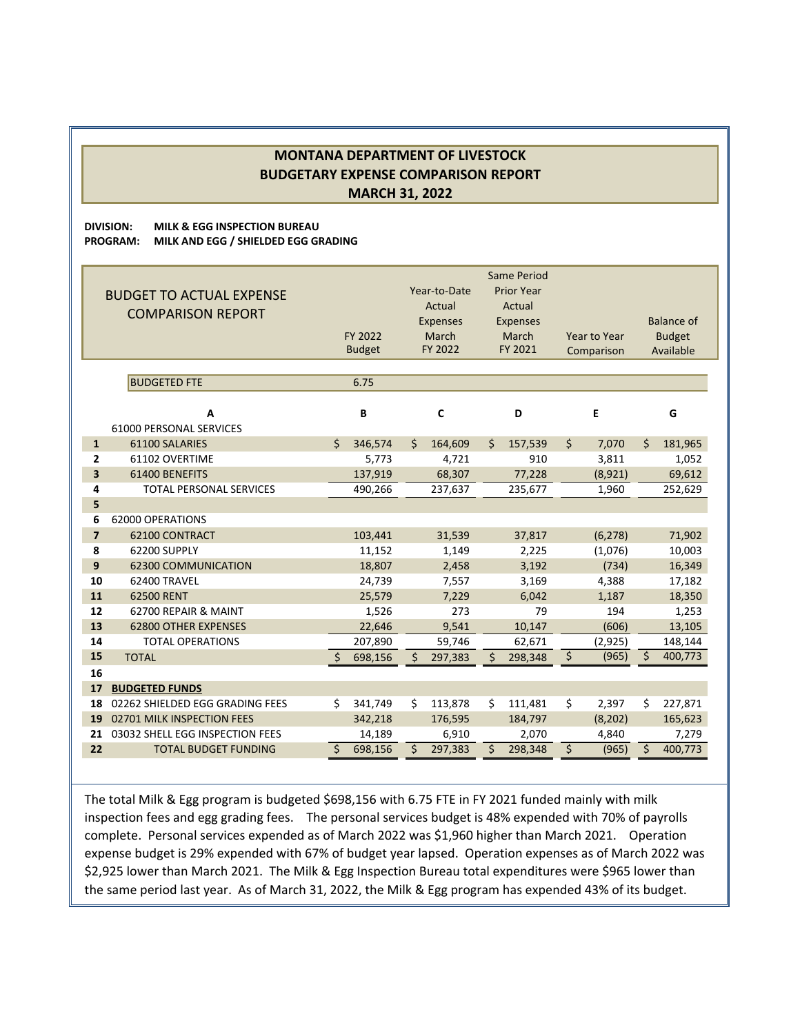## MONTANA DEPARTMENT OF LIVESTOCK
## BUDGETARY EXPENSE COMPARISON REPORT
## MARCH 31, 2022

**DIVISION:** **MILK & EGG INSPECTION BUREAU**
**PROGRAM:** **MILK AND EGG / SHIELDED EGG GRADING**

| | BUDGET TO ACTUAL EXPENSE COMPARISON REPORT | FY 2022 Budget | Year-to-Date Actual Expenses March FY 2022 | Same Period Prior Year Actual Expenses March FY 2021 | Year to Year Comparison | Balance of Budget Available |
|---|---|---|---|---|---|---|
| | BUDGETED FTE | 6.75 | | | | |
| | **A** | **B** | **C** | **D** | **E** | **G** |
| | 61000 PERSONAL SERVICES | | | | | |
| 1 | 61100 SALARIES | $ 346,574 | $ 164,609 | $ 157,539 | $ 7,070 | $ 181,965 |
| 2 | 61102 OVERTIME | 5,773 | 4,721 | 910 | 3,811 | 1,052 |
| 3 | 61400 BENEFITS | 137,919 | 68,307 | 77,228 | (8,921) | 69,612 |
| 4 | TOTAL PERSONAL SERVICES | 490,266 | 237,637 | 235,677 | 1,960 | 252,629 |
| 5 | | | | | | |
| 6 | 62000 OPERATIONS | | | | | |
| 7 | 62100 CONTRACT | 103,441 | 31,539 | 37,817 | (6,278) | 71,902 |
| 8 | 62200 SUPPLY | 11,152 | 1,149 | 2,225 | (1,076) | 10,003 |
| 9 | 62300 COMMUNICATION | 18,807 | 2,458 | 3,192 | (734) | 16,349 |
| 10 | 62400 TRAVEL | 24,739 | 7,557 | 3,169 | 4,388 | 17,182 |
| 11 | 62500 RENT | 25,579 | 7,229 | 6,042 | 1,187 | 18,350 |
| 12 | 62700 REPAIR & MAINT | 1,526 | 273 | 79 | 194 | 1,253 |
| 13 | 62800 OTHER EXPENSES | 22,646 | 9,541 | 10,147 | (606) | 13,105 |
| 14 | TOTAL OPERATIONS | 207,890 | 59,746 | 62,671 | (2,925) | 148,144 |
| 15 | TOTAL | $ 698,156 | $ 297,383 | $ 298,348 | $ (965) | $ 400,773 |
| 16 | | | | | | |
| 17 | **BUDGETED FUNDS** | | | | | |
| 18 | 02262 SHIELDED EGG GRADING FEES | $ 341,749 | $ 113,878 | $ 111,481 | $ 2,397 | $ 227,871 |
| 19 | 02701 MILK INSPECTION FEES | 342,218 | 176,595 | 184,797 | (8,202) | 165,623 |
| 21 | 03032 SHELL EGG INSPECTION FEES | 14,189 | 6,910 | 2,070 | 4,840 | 7,279 |
| 22 | TOTAL BUDGET FUNDING | $ 698,156 | $ 297,383 | $ 298,348 | $ (965) | $ 400,773 |

The total Milk & Egg program is budgeted $698,156 with 6.75 FTE in FY 2021 funded mainly with milk inspection fees and egg grading fees. The personal services budget is 48% expended with 70% of payrolls complete. Personal services expended as of March 2022 was $1,960 higher than March 2021. Operation expense budget is 29% expended with 67% of budget year lapsed. Operation expenses as of March 2022 was $2,925 lower than March 2021. The Milk & Egg Inspection Bureau total expenditures were $965 lower than the same period last year. As of March 31, 2022, the Milk & Egg program has expended 43% of its budget.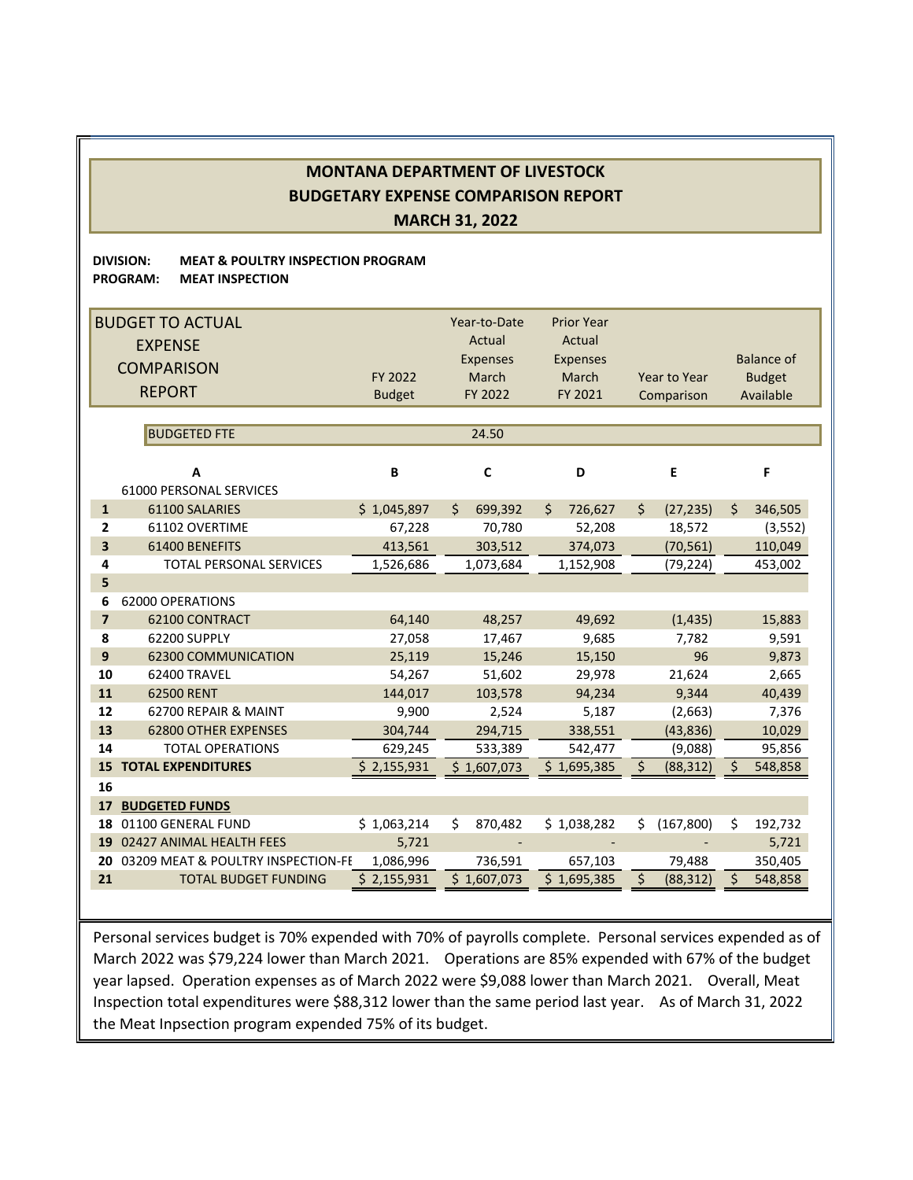# MONTANA DEPARTMENT OF LIVESTOCK
## BUDGETARY EXPENSE COMPARISON REPORT
### MARCH 31, 2022

**DIVISION:** **MEAT & POULTRY INSPECTION PROGRAM**
**PROGRAM:** **MEAT INSPECTION**

| | BUDGET TO ACTUAL EXPENSE COMPARISON REPORT | FY 2022 Budget | Year-to-Date Actual Expenses March FY 2022 | Prior Year Actual Expenses March FY 2021 | Year to Year Comparison | Balance of Budget Available |
|---|---|---|---|---|---|---|
| | BUDGETED FTE | | 24.50 | | | |
| | A | B | C | D | E | F |
| | 61000 PERSONAL SERVICES | | | | | |
| 1 | 61100 SALARIES | $ 1,045,897 | $ 699,392 | $ 726,627 | $ (27,235) | $ 346,505 |
| 2 | 61102 OVERTIME | 67,228 | 70,780 | 52,208 | 18,572 | (3,552) |
| 3 | 61400 BENEFITS | 413,561 | 303,512 | 374,073 | (70,561) | 110,049 |
| 4 | TOTAL PERSONAL SERVICES | 1,526,686 | 1,073,684 | 1,152,908 | (79,224) | 453,002 |
| 5 | | | | | | |
| 6 | 62000 OPERATIONS | | | | | |
| 7 | 62100 CONTRACT | 64,140 | 48,257 | 49,692 | (1,435) | 15,883 |
| 8 | 62200 SUPPLY | 27,058 | 17,467 | 9,685 | 7,782 | 9,591 |
| 9 | 62300 COMMUNICATION | 25,119 | 15,246 | 15,150 | 96 | 9,873 |
| 10 | 62400 TRAVEL | 54,267 | 51,602 | 29,978 | 21,624 | 2,665 |
| 11 | 62500 RENT | 144,017 | 103,578 | 94,234 | 9,344 | 40,439 |
| 12 | 62700 REPAIR & MAINT | 9,900 | 2,524 | 5,187 | (2,663) | 7,376 |
| 13 | 62800 OTHER EXPENSES | 304,744 | 294,715 | 338,551 | (43,836) | 10,029 |
| 14 | TOTAL OPERATIONS | 629,245 | 533,389 | 542,477 | (9,088) | 95,856 |
| 15 | **TOTAL EXPENDITURES** | $ 2,155,931 | $ 1,607,073 | $ 1,695,385 | $ (88,312) | $ 548,858 |
| 16 | | | | | | |
| 17 | **BUDGETED FUNDS** | | | | | |
| 18 | 01100 GENERAL FUND | $ 1,063,214 | $ 870,482 | $ 1,038,282 | $ (167,800) | $ 192,732 |
| 19 | 02427 ANIMAL HEALTH FEES | 5,721 | - | - | - | 5,721 |
| 20 | 03209 MEAT & POULTRY INSPECTION-FE | 1,086,996 | 736,591 | 657,103 | 79,488 | 350,405 |
| 21 | TOTAL BUDGET FUNDING | $ 2,155,931 | $ 1,607,073 | $ 1,695,385 | $ (88,312) | $ 548,858 |

Personal services budget is 70% expended with 70% of payrolls complete. Personal services expended as of March 2022 was $79,224 lower than March 2021. Operations are 85% expended with 67% of the budget year lapsed. Operation expenses as of March 2022 were $9,088 lower than March 2021. Overall, Meat Inspection total expenditures were $88,312 lower than the same period last year. As of March 31, 2022 the Meat Inpsection program expended 75% of its budget.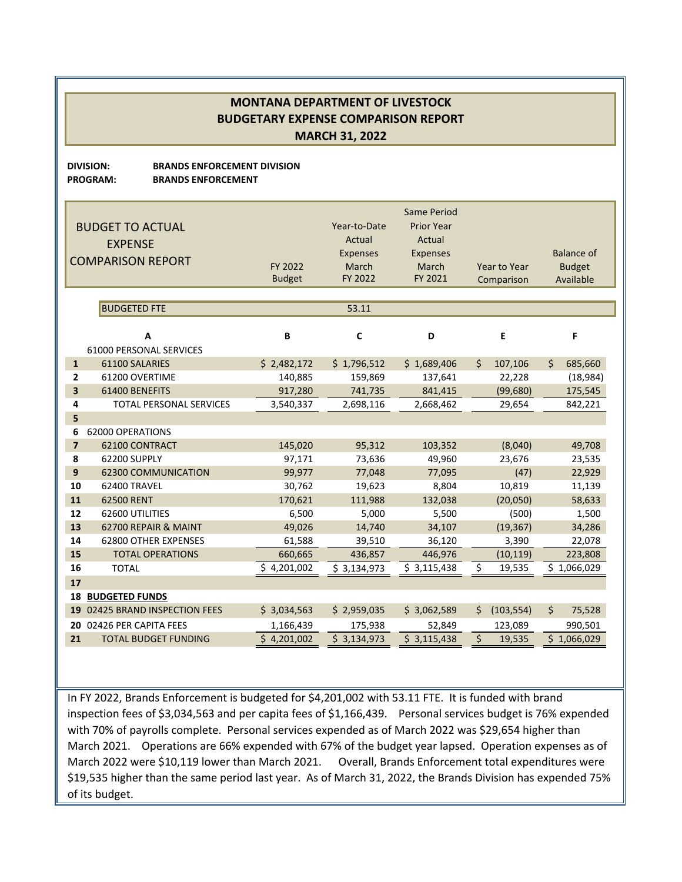# MONTANA DEPARTMENT OF LIVESTOCK
## BUDGETARY EXPENSE COMPARISON REPORT
## MARCH 31, 2022

**DIVISION:** BRANDS ENFORCEMENT DIVISION
**PROGRAM:** BRANDS ENFORCEMENT

| | BUDGET TO ACTUAL EXPENSE COMPARISON REPORT | FY 2022 Budget | Year-to-Date Actual Expenses March FY 2022 | Same Period Prior Year Actual Expenses March FY 2021 | Year to Year Comparison | Balance of Budget Available |
|---|---|---|---|---|---|---|
| | BUDGETED FTE | | 53.11 | | | |
| | A | B | C | D | E | F |
| | 61000 PERSONAL SERVICES | | | | | |
| 1 | 61100 SALARIES | $ 2,482,172 | $ 1,796,512 | $ 1,689,406 | $ 107,106 | $ 685,660 |
| 2 | 61200 OVERTIME | 140,885 | 159,869 | 137,641 | 22,228 | (18,984) |
| 3 | 61400 BENEFITS | 917,280 | 741,735 | 841,415 | (99,680) | 175,545 |
| 4 | TOTAL PERSONAL SERVICES | 3,540,337 | 2,698,116 | 2,668,462 | 29,654 | 842,221 |
| 5 | | | | | | |
| 6 | 62000 OPERATIONS | | | | | |
| 7 | 62100 CONTRACT | 145,020 | 95,312 | 103,352 | (8,040) | 49,708 |
| 8 | 62200 SUPPLY | 97,171 | 73,636 | 49,960 | 23,676 | 23,535 |
| 9 | 62300 COMMUNICATION | 99,977 | 77,048 | 77,095 | (47) | 22,929 |
| 10 | 62400 TRAVEL | 30,762 | 19,623 | 8,804 | 10,819 | 11,139 |
| 11 | 62500 RENT | 170,621 | 111,988 | 132,038 | (20,050) | 58,633 |
| 12 | 62600 UTILITIES | 6,500 | 5,000 | 5,500 | (500) | 1,500 |
| 13 | 62700 REPAIR & MAINT | 49,026 | 14,740 | 34,107 | (19,367) | 34,286 |
| 14 | 62800 OTHER EXPENSES | 61,588 | 39,510 | 36,120 | 3,390 | 22,078 |
| 15 | TOTAL OPERATIONS | 660,665 | 436,857 | 446,976 | (10,119) | 223,808 |
| 16 | TOTAL | $ 4,201,002 | $ 3,134,973 | $ 3,115,438 | $ 19,535 | $ 1,066,029 |
| 17 | | | | | | |
| 18 | **BUDGETED FUNDS** | | | | | |
| 19 | 02425 BRAND INSPECTION FEES | $ 3,034,563 | $ 2,959,035 | $ 3,062,589 | $ (103,554) | $ 75,528 |
| 20 | 02426 PER CAPITA FEES | 1,166,439 | 175,938 | 52,849 | 123,089 | 990,501 |
| 21 | TOTAL BUDGET FUNDING | $ 4,201,002 | $ 3,134,973 | $ 3,115,438 | $ 19,535 | $ 1,066,029 |

In FY 2022, Brands Enforcement is budgeted for $4,201,002 with 53.11 FTE. It is funded with brand inspection fees of $3,034,563 and per capita fees of $1,166,439. Personal services budget is 76% expended with 70% of payrolls complete. Personal services expended as of March 2022 was $29,654 higher than March 2021. Operations are 66% expended with 67% of the budget year lapsed. Operation expenses as of March 2022 were $10,119 lower than March 2021. Overall, Brands Enforcement total expenditures were $19,535 higher than the same period last year. As of March 31, 2022, the Brands Division has expended 75% of its budget.